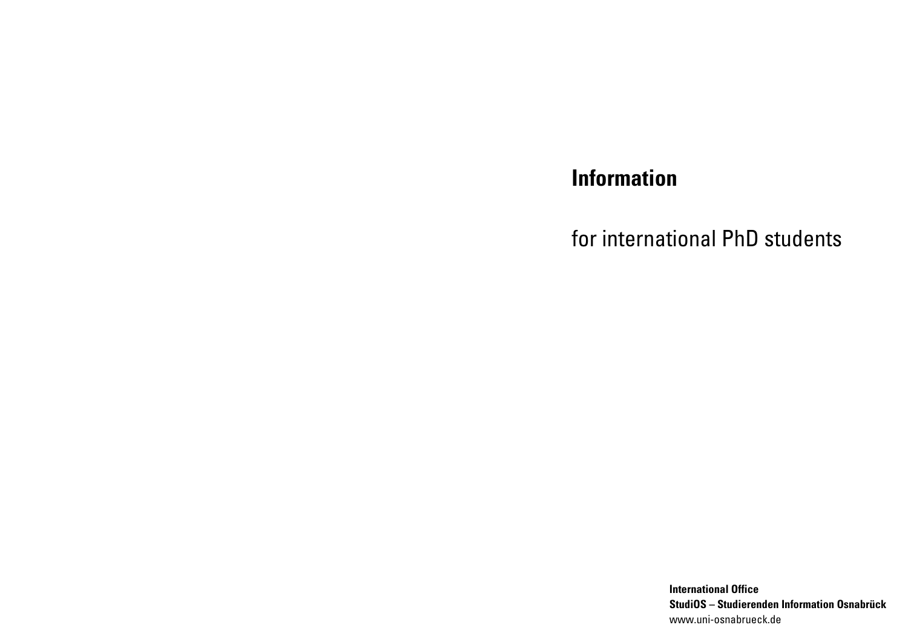# Information

for international PhD students

**International Office**
**StudiOS – Studierenden Information Osnabrück**
www.uni-osnabrueck.de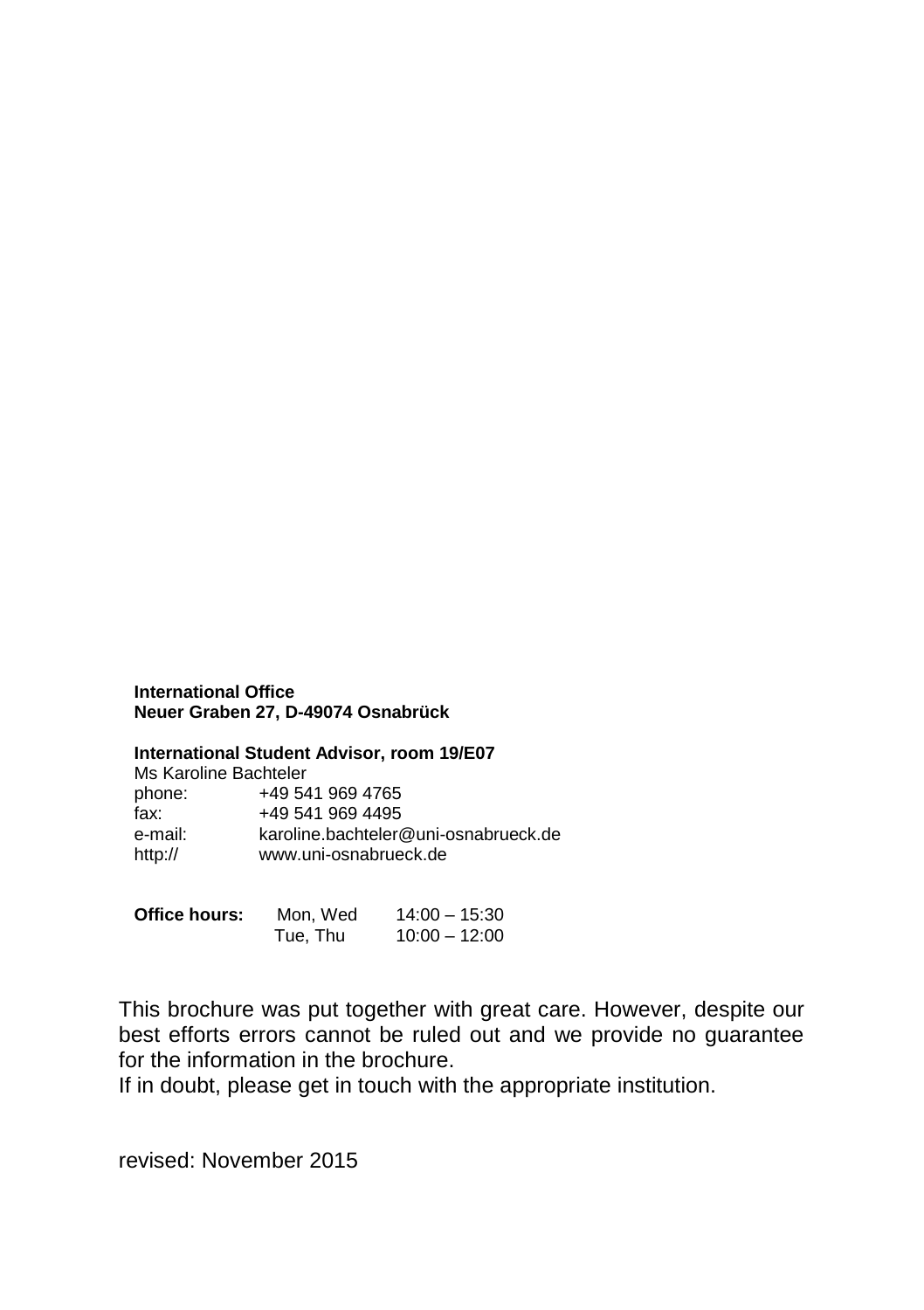**International Office**
**Neuer Graben 27, D-49074 Osnabrück**

**International Student Advisor, room 19/E07**

Ms Karoline Bachteler

| | |
|---|---|
| phone: | +49 541 969 4765 |
| fax: | +49 541 969 4495 |
| e-mail: | karoline.bachteler@uni-osnabrueck.de |
| http:// | www.uni-osnabrueck.de |

| | | |
|---|---|---|
| **Office hours:** | Mon, Wed | 14:00 – 15:30 |
| | Tue, Thu | 10:00 – 12:00 |

This brochure was put together with great care. However, despite our best efforts errors cannot be ruled out and we provide no guarantee for the information in the brochure.

If in doubt, please get in touch with the appropriate institution.

revised: November 2015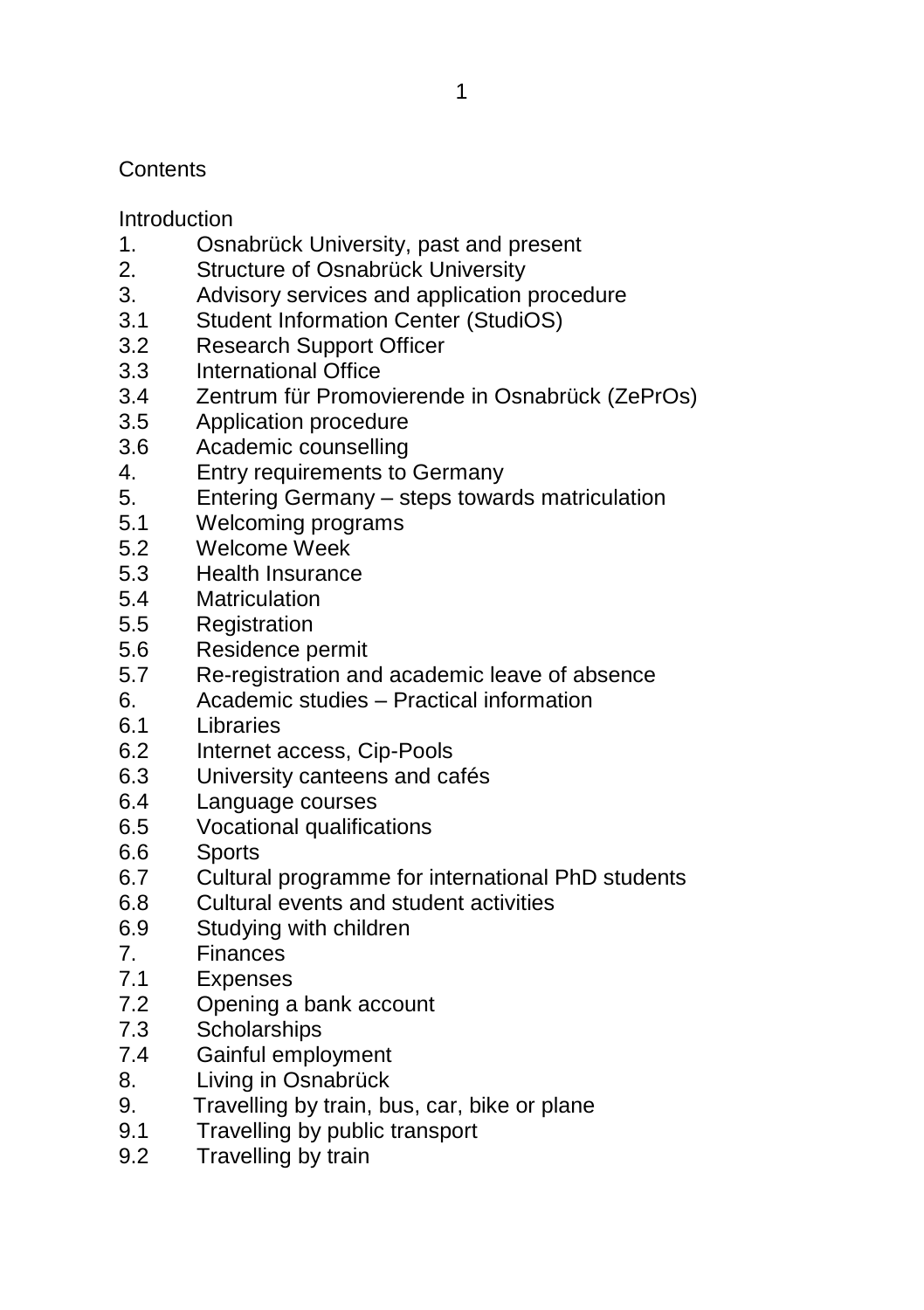# Contents

Introduction

1. Osnabrück University, past and present
2. Structure of Osnabrück University
3. Advisory services and application procedure
3.1 Student Information Center (StudiOS)
3.2 Research Support Officer
3.3 International Office
3.4 Zentrum für Promovierende in Osnabrück (ZePrOs)
3.5 Application procedure
3.6 Academic counselling
4. Entry requirements to Germany
5. Entering Germany – steps towards matriculation
5.1 Welcoming programs
5.2 Welcome Week
5.3 Health Insurance
5.4 Matriculation
5.5 Registration
5.6 Residence permit
5.7 Re-registration and academic leave of absence
6. Academic studies – Practical information
6.1 Libraries
6.2 Internet access, Cip-Pools
6.3 University canteens and cafés
6.4 Language courses
6.5 Vocational qualifications
6.6 Sports
6.7 Cultural programme for international PhD students
6.8 Cultural events and student activities
6.9 Studying with children
7. Finances
7.1 Expenses
7.2 Opening a bank account
7.3 Scholarships
7.4 Gainful employment
8. Living in Osnabrück
9. Travelling by train, bus, car, bike or plane
9.1 Travelling by public transport
9.2 Travelling by train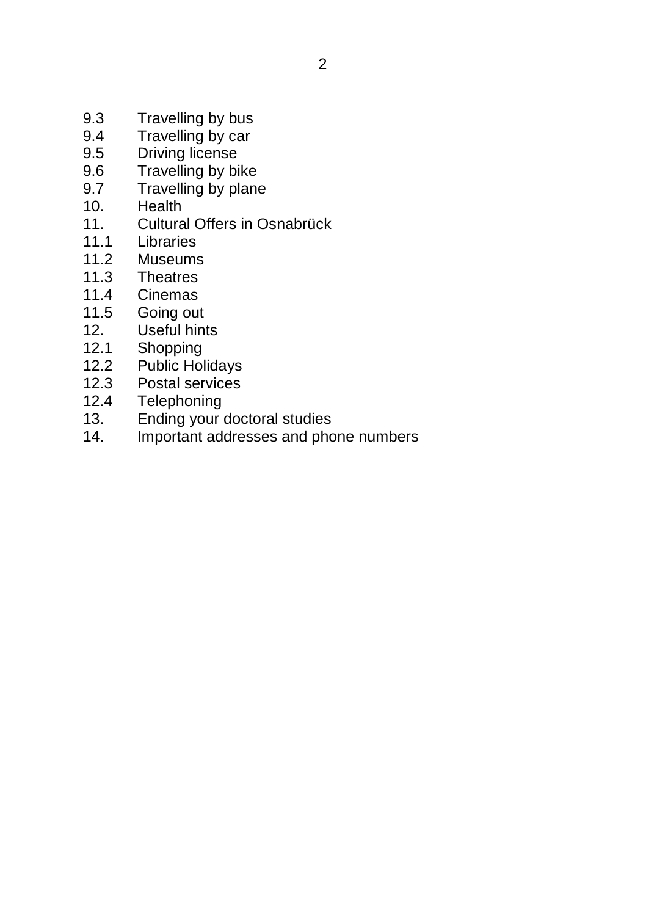9.3 Travelling by bus
9.4 Travelling by car
9.5 Driving license
9.6 Travelling by bike
9.7 Travelling by plane
10. Health
11. Cultural Offers in Osnabrück
11.1 Libraries
11.2 Museums
11.3 Theatres
11.4 Cinemas
11.5 Going out
12. Useful hints
12.1 Shopping
12.2 Public Holidays
12.3 Postal services
12.4 Telephoning
13. Ending your doctoral studies
14. Important addresses and phone numbers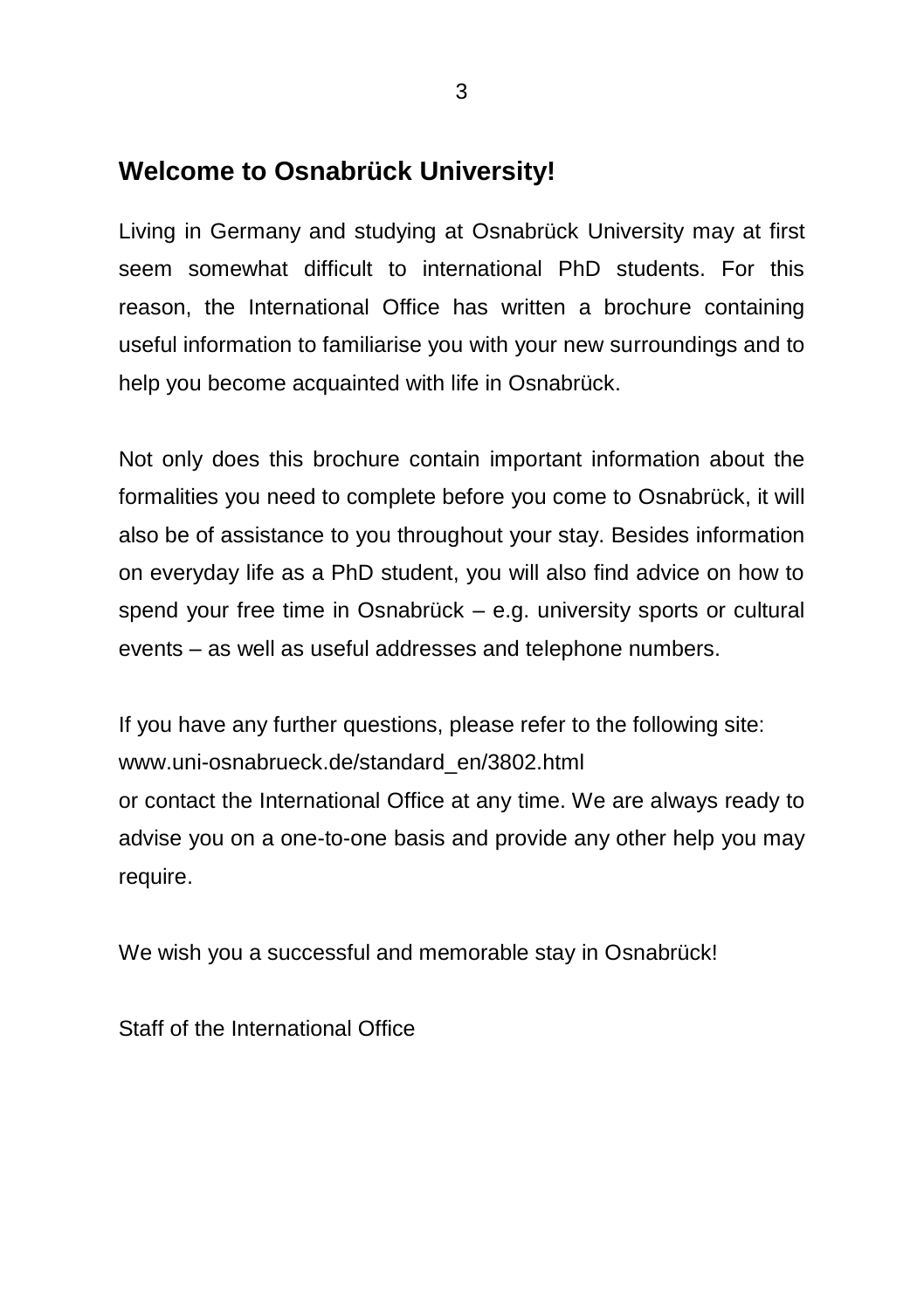## Welcome to Osnabrück University!

Living in Germany and studying at Osnabrück University may at first seem somewhat difficult to international PhD students. For this reason, the International Office has written a brochure containing useful information to familiarise you with your new surroundings and to help you become acquainted with life in Osnabrück.

Not only does this brochure contain important information about the formalities you need to complete before you come to Osnabrück, it will also be of assistance to you throughout your stay. Besides information on everyday life as a PhD student, you will also find advice on how to spend your free time in Osnabrück – e.g. university sports or cultural events – as well as useful addresses and telephone numbers.

If you have any further questions, please refer to the following site:
www.uni-osnabrueck.de/standard_en/3802.html
or contact the International Office at any time. We are always ready to advise you on a one-to-one basis and provide any other help you may require.

We wish you a successful and memorable stay in Osnabrück!

Staff of the International Office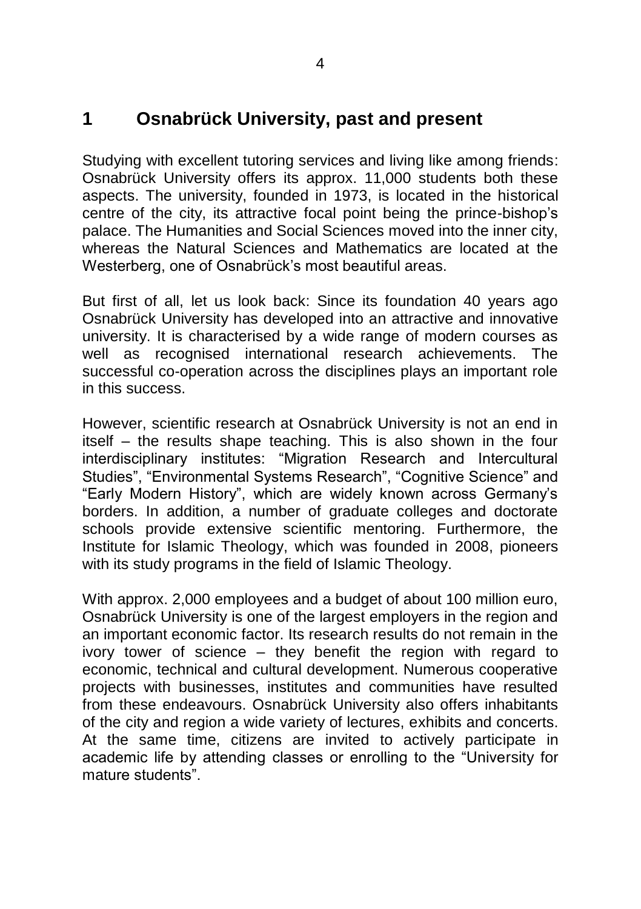# 1 Osnabrück University, past and present

Studying with excellent tutoring services and living like among friends: Osnabrück University offers its approx. 11,000 students both these aspects. The university, founded in 1973, is located in the historical centre of the city, its attractive focal point being the prince-bishop's palace. The Humanities and Social Sciences moved into the inner city, whereas the Natural Sciences and Mathematics are located at the Westerberg, one of Osnabrück's most beautiful areas.

But first of all, let us look back: Since its foundation 40 years ago Osnabrück University has developed into an attractive and innovative university. It is characterised by a wide range of modern courses as well as recognised international research achievements. The successful co-operation across the disciplines plays an important role in this success.

However, scientific research at Osnabrück University is not an end in itself – the results shape teaching. This is also shown in the four interdisciplinary institutes: "Migration Research and Intercultural Studies", "Environmental Systems Research", "Cognitive Science" and "Early Modern History", which are widely known across Germany's borders. In addition, a number of graduate colleges and doctorate schools provide extensive scientific mentoring. Furthermore, the Institute for Islamic Theology, which was founded in 2008, pioneers with its study programs in the field of Islamic Theology.

With approx. 2,000 employees and a budget of about 100 million euro, Osnabrück University is one of the largest employers in the region and an important economic factor. Its research results do not remain in the ivory tower of science – they benefit the region with regard to economic, technical and cultural development. Numerous cooperative projects with businesses, institutes and communities have resulted from these endeavours. Osnabrück University also offers inhabitants of the city and region a wide variety of lectures, exhibits and concerts. At the same time, citizens are invited to actively participate in academic life by attending classes or enrolling to the "University for mature students".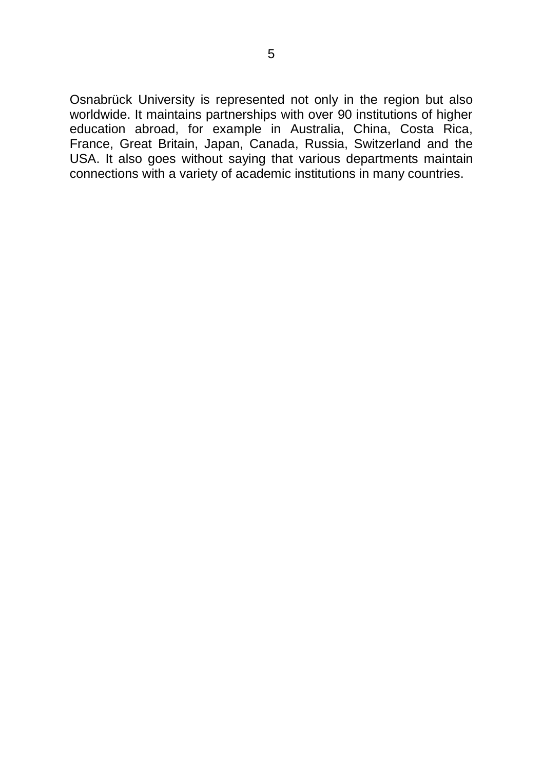Osnabrück University is represented not only in the region but also worldwide. It maintains partnerships with over 90 institutions of higher education abroad, for example in Australia, China, Costa Rica, France, Great Britain, Japan, Canada, Russia, Switzerland and the USA. It also goes without saying that various departments maintain connections with a variety of academic institutions in many countries.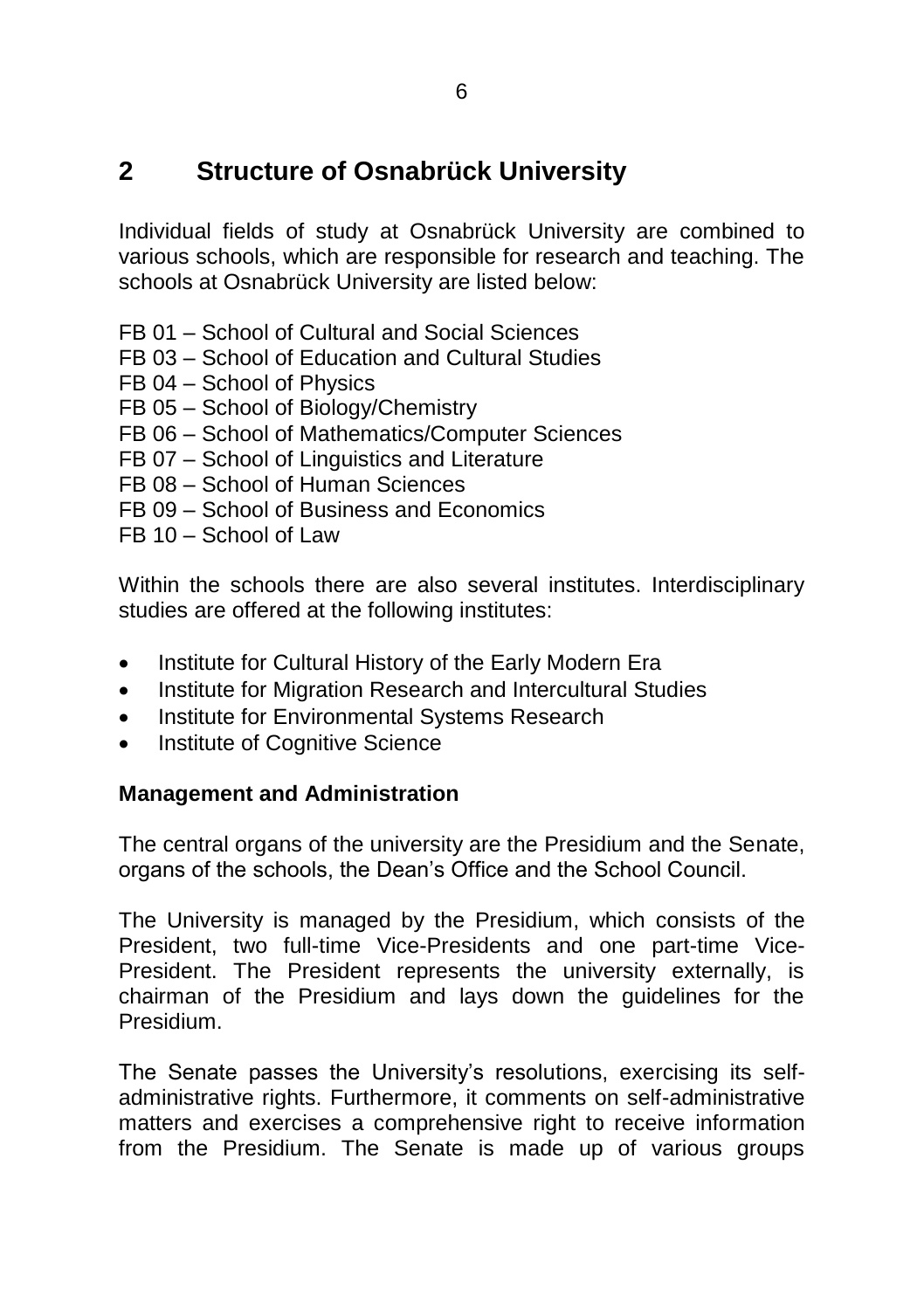## 2 Structure of Osnabrück University

Individual fields of study at Osnabrück University are combined to various schools, which are responsible for research and teaching. The schools at Osnabrück University are listed below:

FB 01 – School of Cultural and Social Sciences
FB 03 – School of Education and Cultural Studies
FB 04 – School of Physics
FB 05 – School of Biology/Chemistry
FB 06 – School of Mathematics/Computer Sciences
FB 07 – School of Linguistics and Literature
FB 08 – School of Human Sciences
FB 09 – School of Business and Economics
FB 10 – School of Law

Within the schools there are also several institutes. Interdisciplinary studies are offered at the following institutes:

- Institute for Cultural History of the Early Modern Era
- Institute for Migration Research and Intercultural Studies
- Institute for Environmental Systems Research
- Institute of Cognitive Science

**Management and Administration**

The central organs of the university are the Presidium and the Senate, organs of the schools, the Dean's Office and the School Council.

The University is managed by the Presidium, which consists of the President, two full-time Vice-Presidents and one part-time Vice-President. The President represents the university externally, is chairman of the Presidium and lays down the guidelines for the Presidium.

The Senate passes the University's resolutions, exercising its self-administrative rights. Furthermore, it comments on self-administrative matters and exercises a comprehensive right to receive information from the Presidium. The Senate is made up of various groups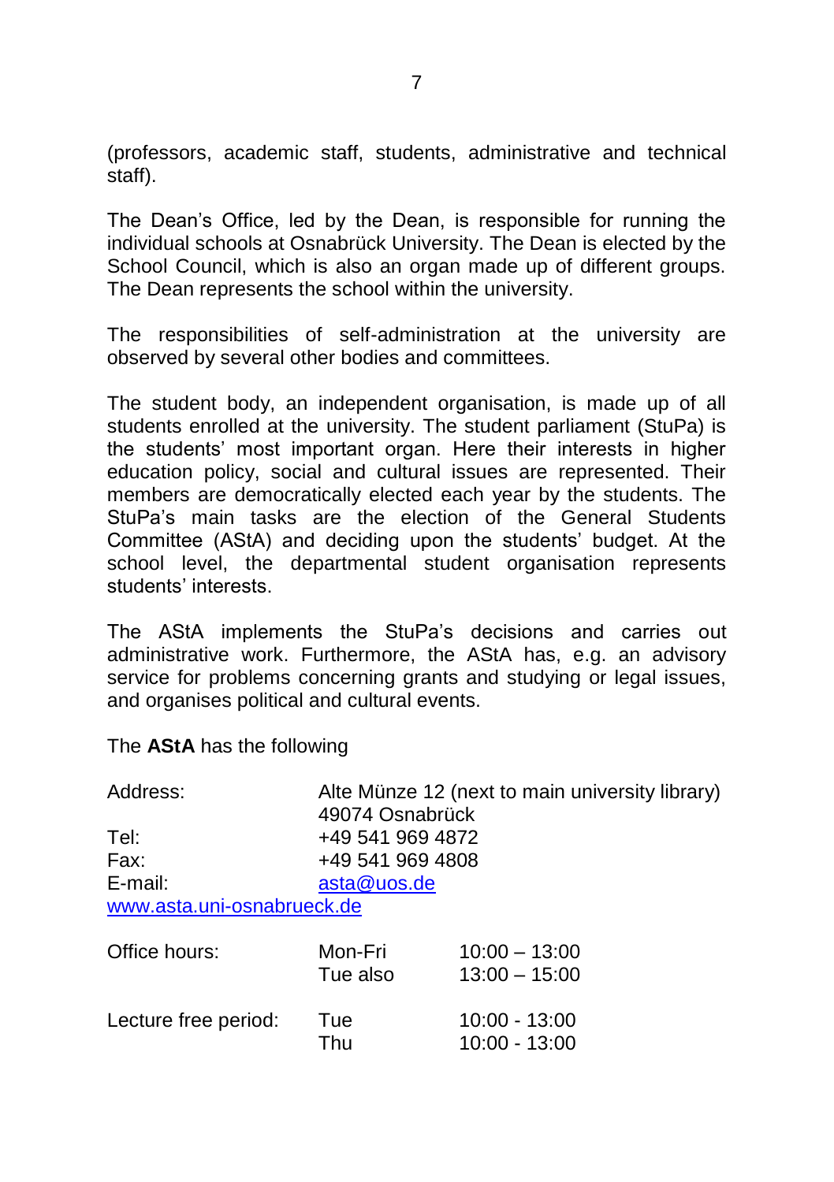(professors, academic staff, students, administrative and technical staff).

The Dean's Office, led by the Dean, is responsible for running the individual schools at Osnabrück University. The Dean is elected by the School Council, which is also an organ made up of different groups. The Dean represents the school within the university.

The responsibilities of self-administration at the university are observed by several other bodies and committees.

The student body, an independent organisation, is made up of all students enrolled at the university. The student parliament (StuPa) is the students' most important organ. Here their interests in higher education policy, social and cultural issues are represented. Their members are democratically elected each year by the students. The StuPa's main tasks are the election of the General Students Committee (AStA) and deciding upon the students' budget. At the school level, the departmental student organisation represents students' interests.

The AStA implements the StuPa's decisions and carries out administrative work. Furthermore, the AStA has, e.g. an advisory service for problems concerning grants and studying or legal issues, and organises political and cultural events.

The **AStA** has the following

| | |
|---|---|
| Address: | Alte Münze 12 (next to main university library)<br>49074 Osnabrück |
| Tel: | +49 541 969 4872 |
| Fax: | +49 541 969 4808 |
| E-mail: | asta@uos.de |

www.asta.uni-osnabrueck.de

| | | |
|---|---|---|
| Office hours: | Mon-Fri | 10:00 – 13:00 |
| | Tue also | 13:00 – 15:00 |
| Lecture free period: | Tue | 10:00 - 13:00 |
| | Thu | 10:00 - 13:00 |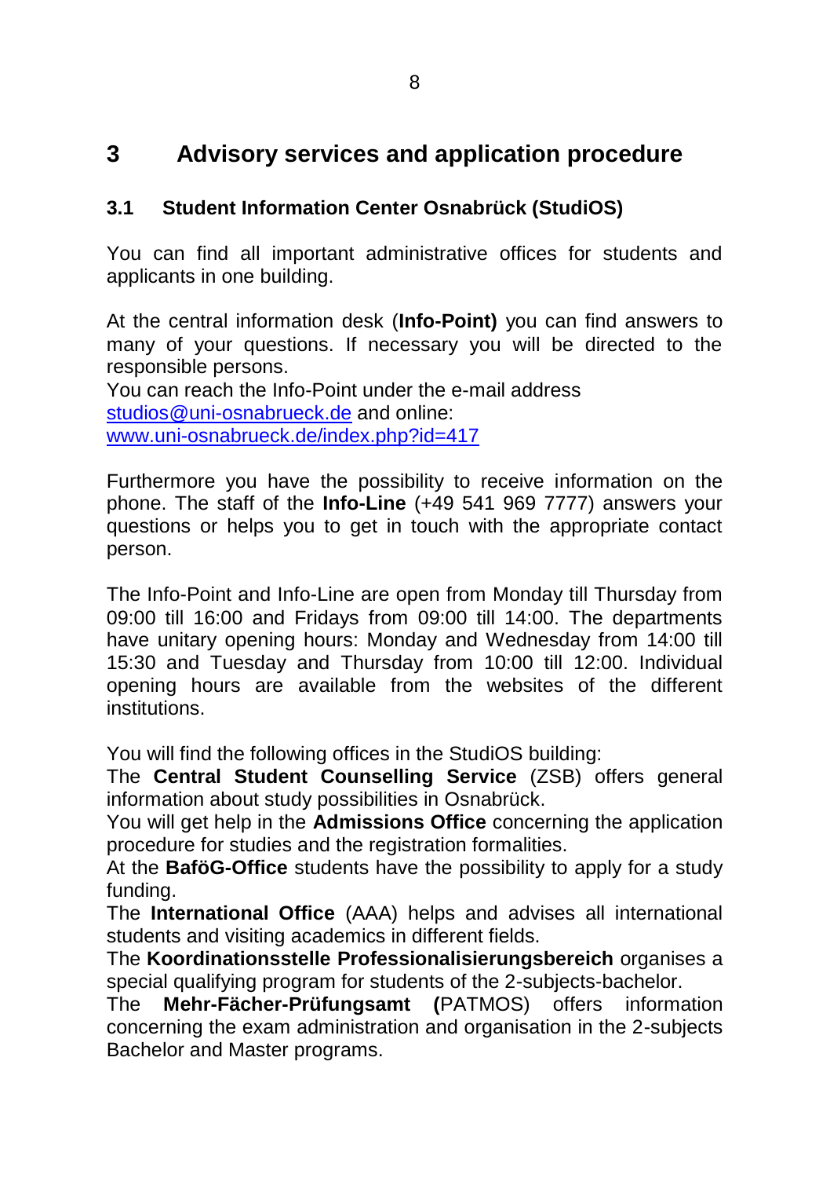# 3 Advisory services and application procedure

## 3.1 Student Information Center Osnabrück (StudiOS)

You can find all important administrative offices for students and applicants in one building.

At the central information desk (**Info-Point)** you can find answers to many of your questions. If necessary you will be directed to the responsible persons.
You can reach the Info-Point under the e-mail address
studios@uni-osnabrueck.de and online:
www.uni-osnabrueck.de/index.php?id=417

Furthermore you have the possibility to receive information on the phone. The staff of the **Info-Line** (+49 541 969 7777) answers your questions or helps you to get in touch with the appropriate contact person.

The Info-Point and Info-Line are open from Monday till Thursday from 09:00 till 16:00 and Fridays from 09:00 till 14:00. The departments have unitary opening hours: Monday and Wednesday from 14:00 till 15:30 and Tuesday and Thursday from 10:00 till 12:00. Individual opening hours are available from the websites of the different institutions.

You will find the following offices in the StudiOS building:
The **Central Student Counselling Service** (ZSB) offers general information about study possibilities in Osnabrück.
You will get help in the **Admissions Office** concerning the application procedure for studies and the registration formalities.
At the **BaföG-Office** students have the possibility to apply for a study funding.
The **International Office** (AAA) helps and advises all international students and visiting academics in different fields.
The **Koordinationsstelle Professionalisierungsbereich** organises a special qualifying program for students of the 2-subjects-bachelor.
The **Mehr-Fächer-Prüfungsamt (**PATMOS) offers information concerning the exam administration and organisation in the 2-subjects Bachelor and Master programs.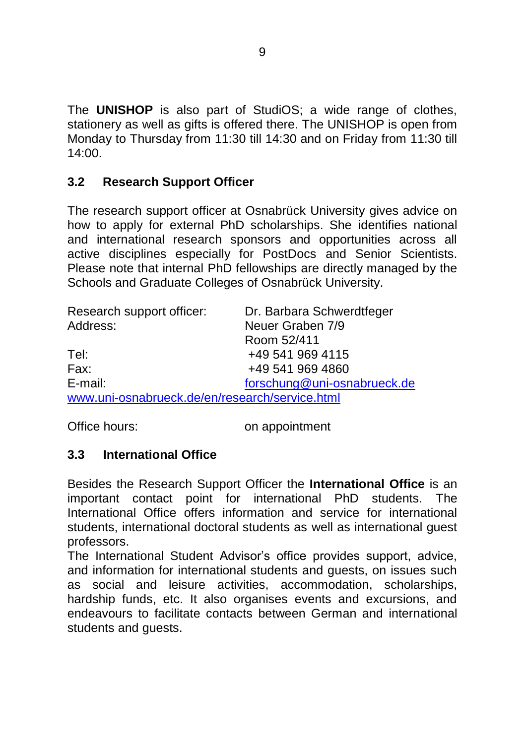The **UNISHOP** is also part of StudiOS; a wide range of clothes, stationery as well as gifts is offered there. The UNISHOP is open from Monday to Thursday from 11:30 till 14:30 and on Friday from 11:30 till 14:00.

## 3.2 Research Support Officer

The research support officer at Osnabrück University gives advice on how to apply for external PhD scholarships. She identifies national and international research sponsors and opportunities across all active disciplines especially for PostDocs and Senior Scientists. Please note that internal PhD fellowships are directly managed by the Schools and Graduate Colleges of Osnabrück University.

| | |
|---|---|
| Research support officer: | Dr. Barbara Schwerdtfeger |
| Address: | Neuer Graben 7/9 |
| | Room 52/411 |
| Tel: | +49 541 969 4115 |
| Fax: | +49 541 969 4860 |
| E-mail: | forschung@uni-osnabrueck.de |

www.uni-osnabrueck.de/en/research/service.html

Office hours: on appointment

## 3.3 International Office

Besides the Research Support Officer the **International Office** is an important contact point for international PhD students. The International Office offers information and service for international students, international doctoral students as well as international guest professors.

The International Student Advisor's office provides support, advice, and information for international students and guests, on issues such as social and leisure activities, accommodation, scholarships, hardship funds, etc. It also organises events and excursions, and endeavours to facilitate contacts between German and international students and guests.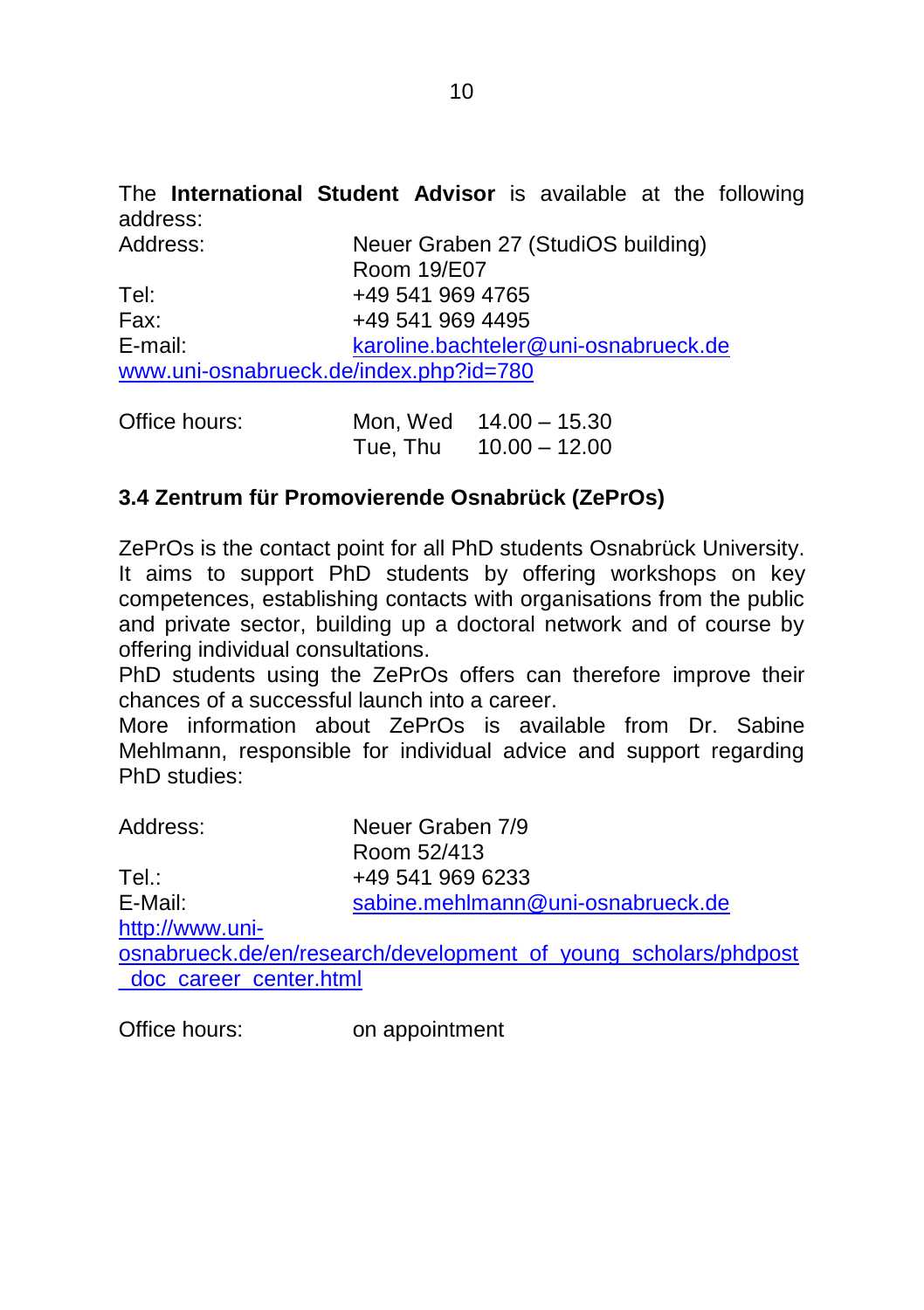The **International Student Advisor** is available at the following address:

| | |
|---|---|
| Address: | Neuer Graben 27 (StudiOS building)<br>Room 19/E07 |
| Tel: | +49 541 969 4765 |
| Fax: | +49 541 969 4495 |
| E-mail: | karoline.bachteler@uni-osnabrueck.de |

www.uni-osnabrueck.de/index.php?id=780

| | | |
|---|---|---|
| Office hours: | Mon, Wed | 14.00 – 15.30 |
| | Tue, Thu | 10.00 – 12.00 |

### 3.4 Zentrum für Promovierende Osnabrück (ZePrOs)

ZePrOs is the contact point for all PhD students Osnabrück University. It aims to support PhD students by offering workshops on key competences, establishing contacts with organisations from the public and private sector, building up a doctoral network and of course by offering individual consultations.

PhD students using the ZePrOs offers can therefore improve their chances of a successful launch into a career.

More information about ZePrOs is available from Dr. Sabine Mehlmann, responsible for individual advice and support regarding PhD studies:

| | |
|---|---|
| Address: | Neuer Graben 7/9<br>Room 52/413 |
| Tel.: | +49 541 969 6233 |
| E-Mail: | sabine.mehlmann@uni-osnabrueck.de |

http://www.uni-osnabrueck.de/en/research/development_of_young_scholars/phdpost_doc_career_center.html

| | |
|---|---|
| Office hours: | on appointment |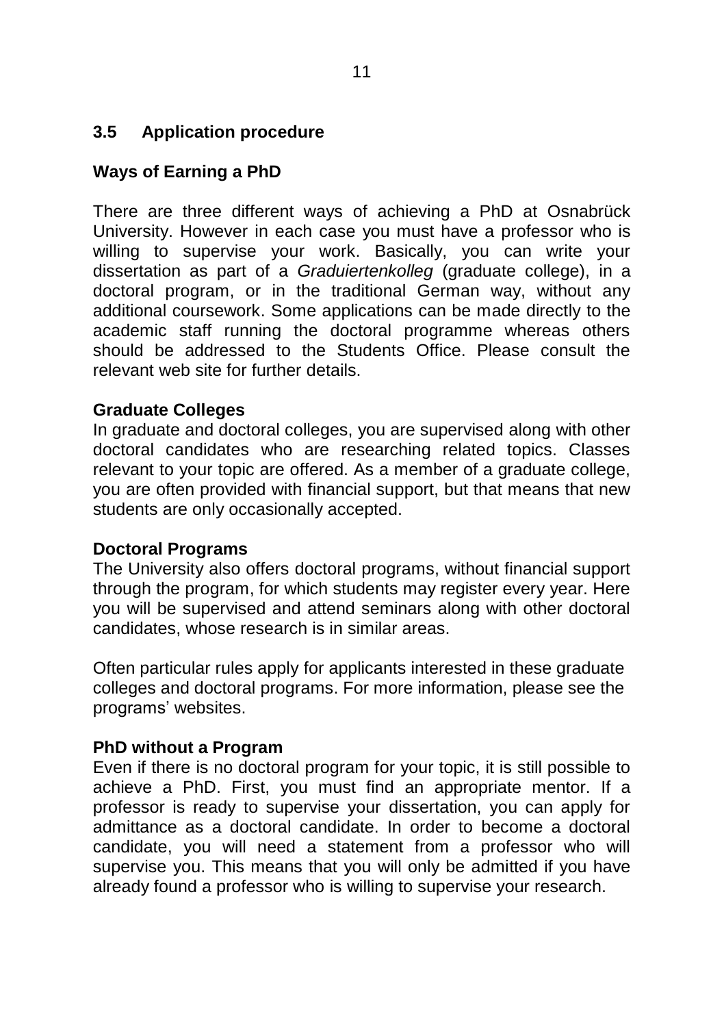## 3.5 Application procedure

### Ways of Earning a PhD

There are three different ways of achieving a PhD at Osnabrück University. However in each case you must have a professor who is willing to supervise your work. Basically, you can write your dissertation as part of a *Graduiertenkolleg* (graduate college), in a doctoral program, or in the traditional German way, without any additional coursework. Some applications can be made directly to the academic staff running the doctoral programme whereas others should be addressed to the Students Office. Please consult the relevant web site for further details.

### Graduate Colleges

In graduate and doctoral colleges, you are supervised along with other doctoral candidates who are researching related topics. Classes relevant to your topic are offered. As a member of a graduate college, you are often provided with financial support, but that means that new students are only occasionally accepted.

### Doctoral Programs

The University also offers doctoral programs, without financial support through the program, for which students may register every year. Here you will be supervised and attend seminars along with other doctoral candidates, whose research is in similar areas.

Often particular rules apply for applicants interested in these graduate colleges and doctoral programs. For more information, please see the programs' websites.

### PhD without a Program

Even if there is no doctoral program for your topic, it is still possible to achieve a PhD. First, you must find an appropriate mentor. If a professor is ready to supervise your dissertation, you can apply for admittance as a doctoral candidate. In order to become a doctoral candidate, you will need a statement from a professor who will supervise you. This means that you will only be admitted if you have already found a professor who is willing to supervise your research.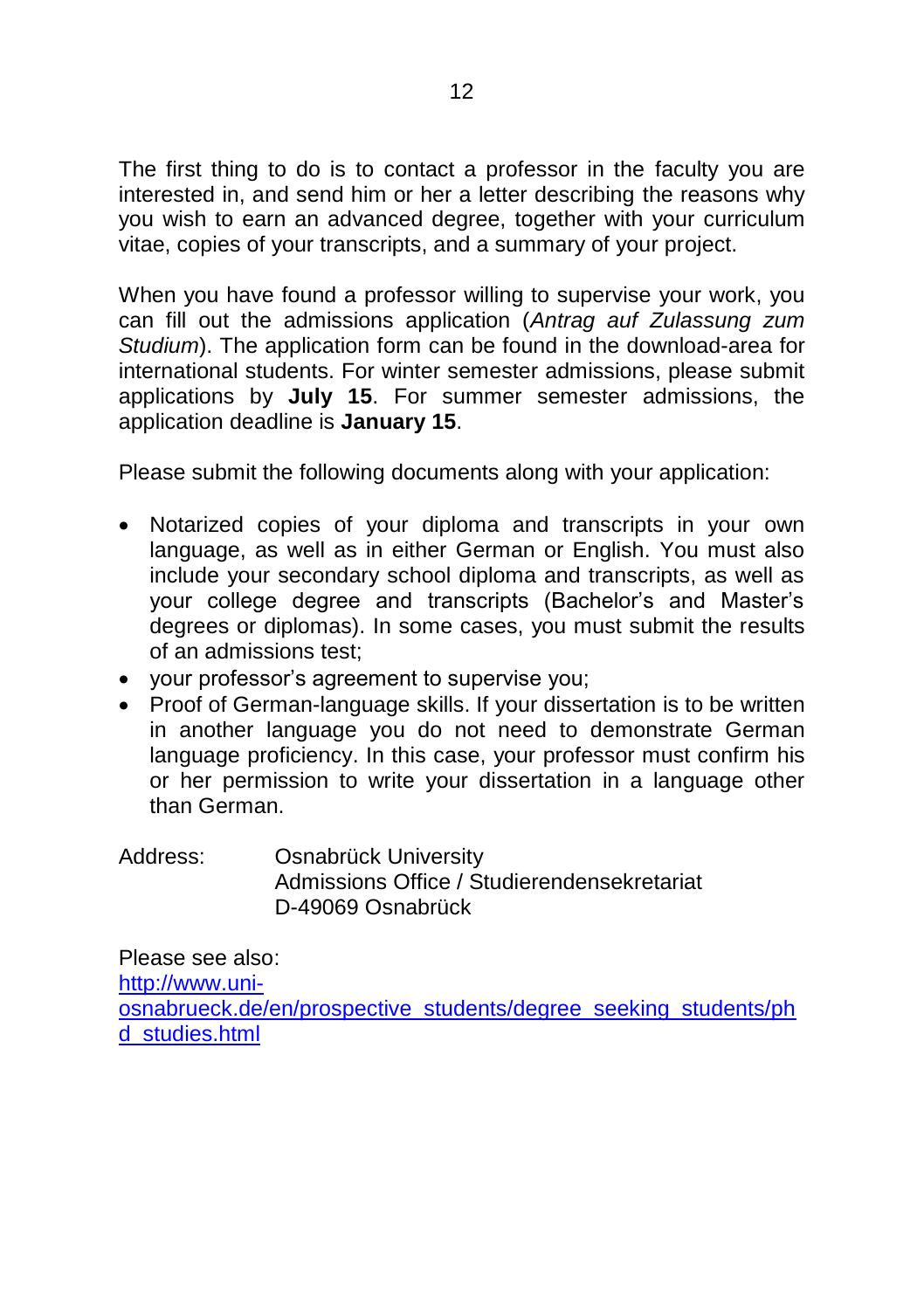The first thing to do is to contact a professor in the faculty you are interested in, and send him or her a letter describing the reasons why you wish to earn an advanced degree, together with your curriculum vitae, copies of your transcripts, and a summary of your project.

When you have found a professor willing to supervise your work, you can fill out the admissions application (*Antrag auf Zulassung zum Studium*). The application form can be found in the download-area for international students. For winter semester admissions, please submit applications by **July 15**. For summer semester admissions, the application deadline is **January 15**.

Please submit the following documents along with your application:

- Notarized copies of your diploma and transcripts in your own language, as well as in either German or English. You must also include your secondary school diploma and transcripts, as well as your college degree and transcripts (Bachelor's and Master's degrees or diplomas). In some cases, you must submit the results of an admissions test;
- your professor's agreement to supervise you;
- Proof of German-language skills. If your dissertation is to be written in another language you do not need to demonstrate German language proficiency. In this case, your professor must confirm his or her permission to write your dissertation in a language other than German.

Address: Osnabrück University
Admissions Office / Studierendensekretariat
D-49069 Osnabrück

Please see also:
http://www.uni-osnabrueck.de/en/prospective_students/degree_seeking_students/phd_studies.html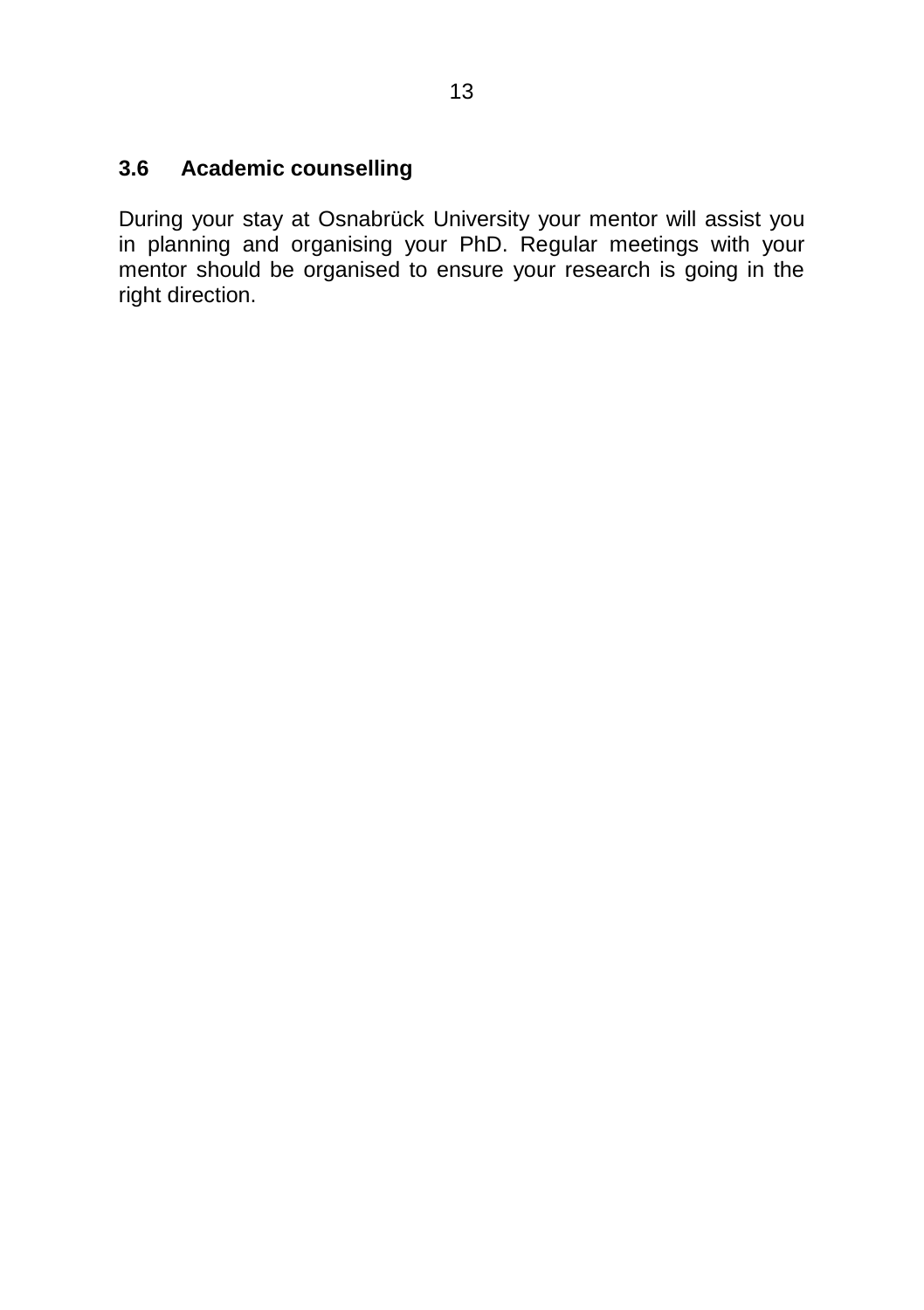### 3.6 Academic counselling

During your stay at Osnabrück University your mentor will assist you in planning and organising your PhD. Regular meetings with your mentor should be organised to ensure your research is going in the right direction.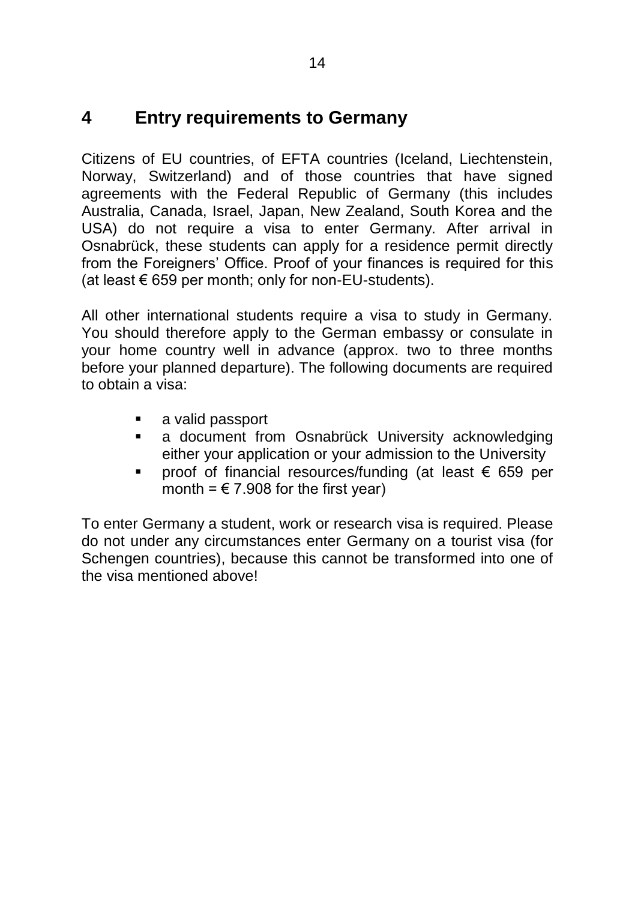# 4 Entry requirements to Germany

Citizens of EU countries, of EFTA countries (Iceland, Liechtenstein, Norway, Switzerland) and of those countries that have signed agreements with the Federal Republic of Germany (this includes Australia, Canada, Israel, Japan, New Zealand, South Korea and the USA) do not require a visa to enter Germany. After arrival in Osnabrück, these students can apply for a residence permit directly from the Foreigners' Office. Proof of your finances is required for this (at least € 659 per month; only for non-EU-students).

All other international students require a visa to study in Germany. You should therefore apply to the German embassy or consulate in your home country well in advance (approx. two to three months before your planned departure). The following documents are required to obtain a visa:

- a valid passport
- a document from Osnabrück University acknowledging either your application or your admission to the University
- proof of financial resources/funding (at least € 659 per month = € 7.908 for the first year)

To enter Germany a student, work or research visa is required. Please do not under any circumstances enter Germany on a tourist visa (for Schengen countries), because this cannot be transformed into one of the visa mentioned above!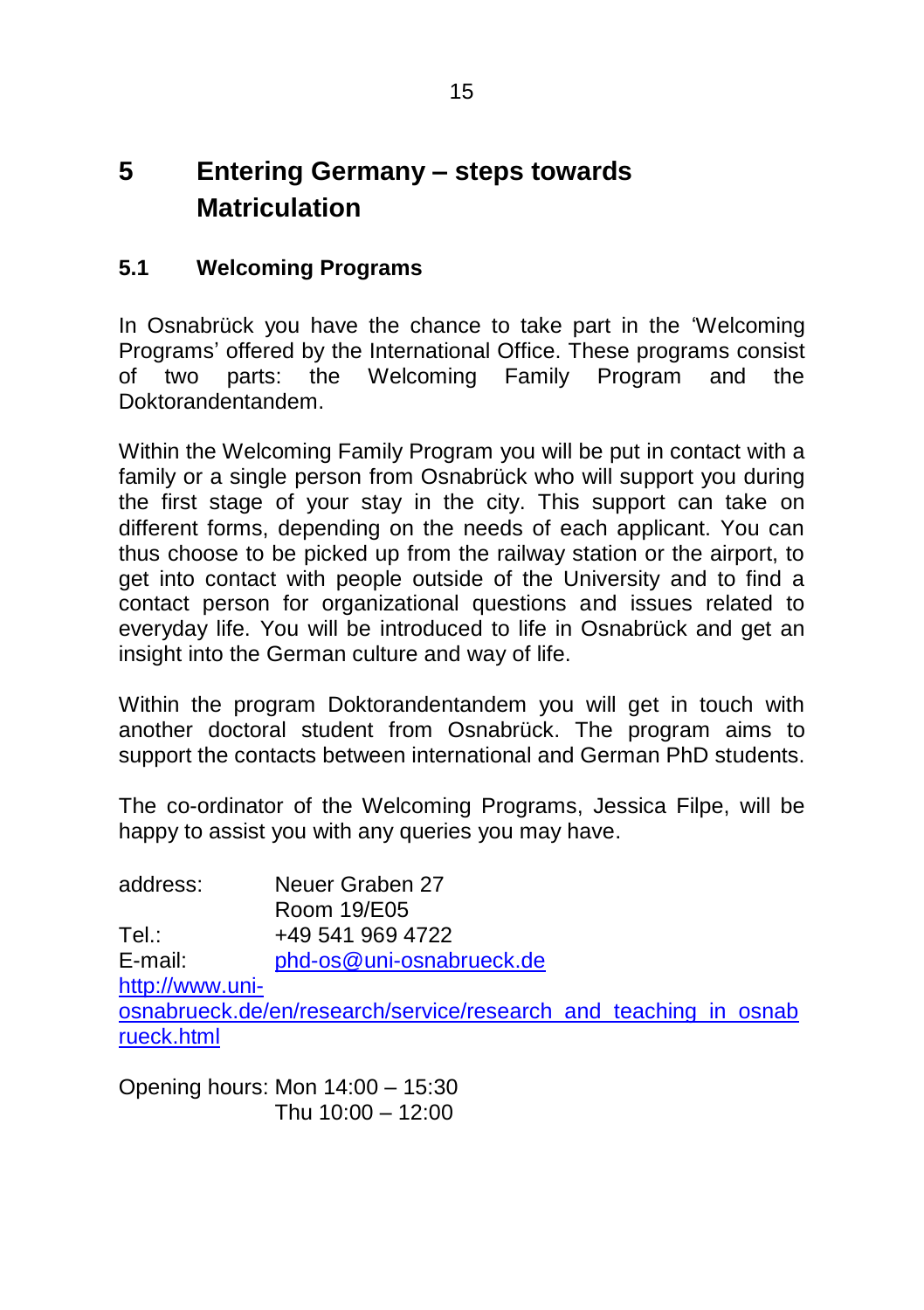# 5 Entering Germany – steps towards Matriculation

## 5.1 Welcoming Programs

In Osnabrück you have the chance to take part in the 'Welcoming Programs' offered by the International Office. These programs consist of two parts: the Welcoming Family Program and the Doktorandentandem.

Within the Welcoming Family Program you will be put in contact with a family or a single person from Osnabrück who will support you during the first stage of your stay in the city. This support can take on different forms, depending on the needs of each applicant. You can thus choose to be picked up from the railway station or the airport, to get into contact with people outside of the University and to find a contact person for organizational questions and issues related to everyday life. You will be introduced to life in Osnabrück and get an insight into the German culture and way of life.

Within the program Doktorandentandem you will get in touch with another doctoral student from Osnabrück. The program aims to support the contacts between international and German PhD students.

The co-ordinator of the Welcoming Programs, Jessica Filpe, will be happy to assist you with any queries you may have.

address: Neuer Graben 27
Room 19/E05
Tel.: +49 541 969 4722
E-mail: phd-os@uni-osnabrueck.de
http://www.uni-osnabrueck.de/en/research/service/research_and_teaching_in_osnabrueck.html

Opening hours: Mon 14:00 – 15:30
Thu 10:00 – 12:00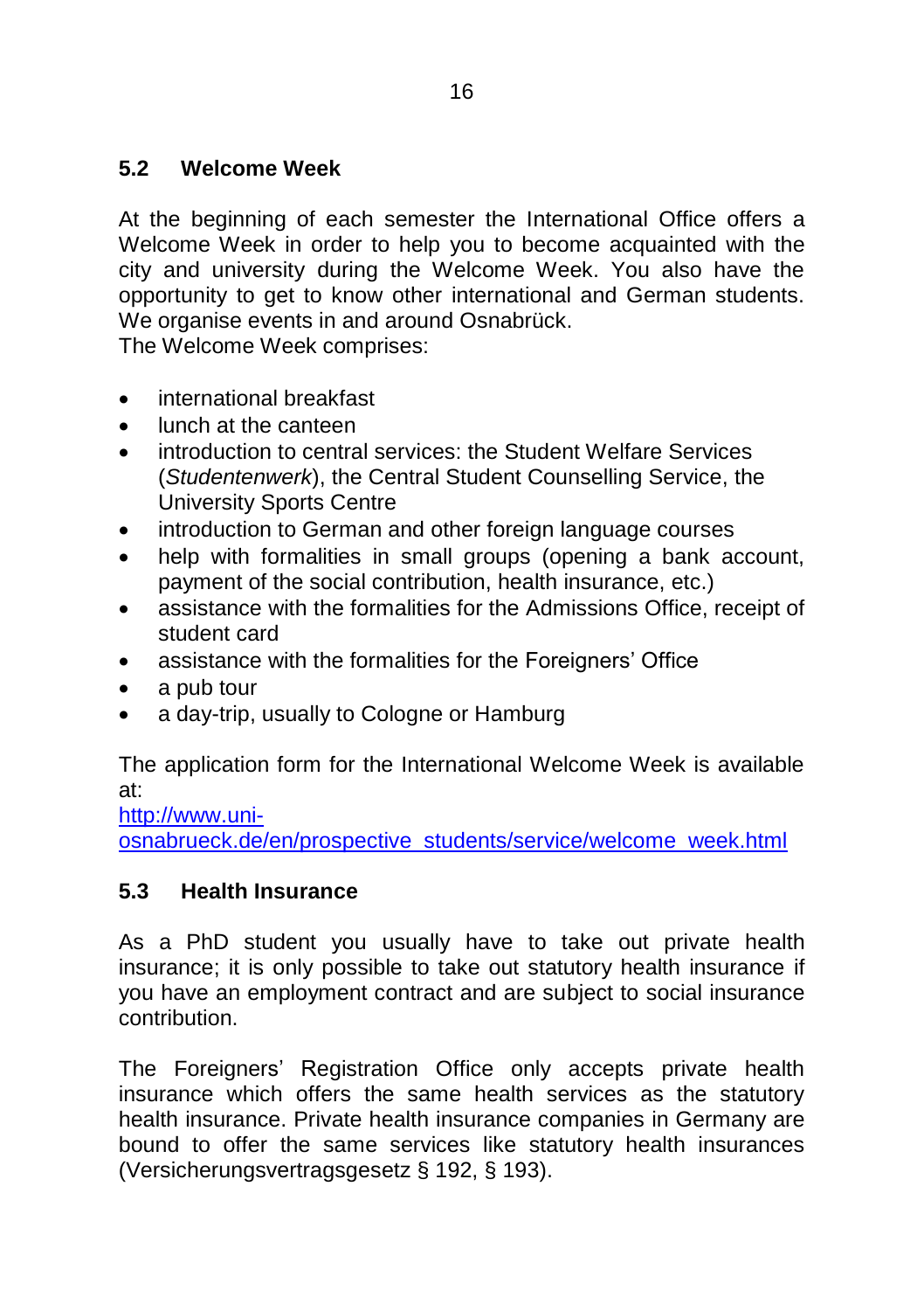## 5.2 Welcome Week

At the beginning of each semester the International Office offers a Welcome Week in order to help you to become acquainted with the city and university during the Welcome Week. You also have the opportunity to get to know other international and German students. We organise events in and around Osnabrück.
The Welcome Week comprises:

- international breakfast
- lunch at the canteen
- introduction to central services: the Student Welfare Services (*Studentenwerk*), the Central Student Counselling Service, the University Sports Centre
- introduction to German and other foreign language courses
- help with formalities in small groups (opening a bank account, payment of the social contribution, health insurance, etc.)
- assistance with the formalities for the Admissions Office, receipt of student card
- assistance with the formalities for the Foreigners' Office
- a pub tour
- a day-trip, usually to Cologne or Hamburg

The application form for the International Welcome Week is available at:
[http://www.uni-osnabrueck.de/en/prospective_students/service/welcome_week.html](http://www.uni-osnabrueck.de/en/prospective_students/service/welcome_week.html)

## 5.3 Health Insurance

As a PhD student you usually have to take out private health insurance; it is only possible to take out statutory health insurance if you have an employment contract and are subject to social insurance contribution.

The Foreigners' Registration Office only accepts private health insurance which offers the same health services as the statutory health insurance. Private health insurance companies in Germany are bound to offer the same services like statutory health insurances (Versicherungsvertragsgesetz § 192, § 193).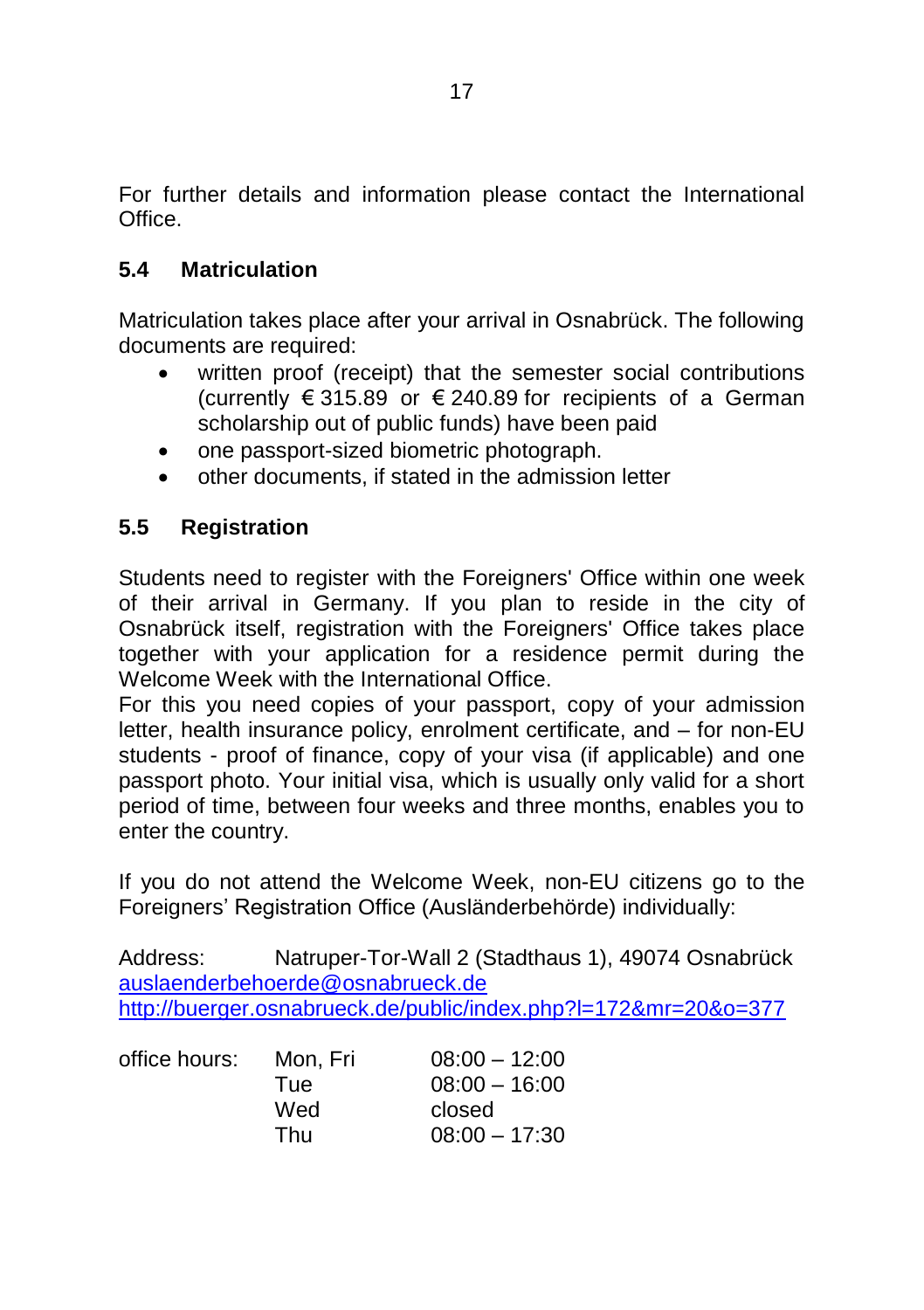For further details and information please contact the International Office.

## 5.4 Matriculation

Matriculation takes place after your arrival in Osnabrück. The following documents are required:

- written proof (receipt) that the semester social contributions (currently € 315.89 or € 240.89 for recipients of a German scholarship out of public funds) have been paid
- one passport-sized biometric photograph.
- other documents, if stated in the admission letter

## 5.5 Registration

Students need to register with the Foreigners' Office within one week of their arrival in Germany. If you plan to reside in the city of Osnabrück itself, registration with the Foreigners' Office takes place together with your application for a residence permit during the Welcome Week with the International Office.
For this you need copies of your passport, copy of your admission letter, health insurance policy, enrolment certificate, and – for non-EU students - proof of finance, copy of your visa (if applicable) and one passport photo. Your initial visa, which is usually only valid for a short period of time, between four weeks and three months, enables you to enter the country.

If you do not attend the Welcome Week, non-EU citizens go to the Foreigners' Registration Office (Ausländerbehörde) individually:

Address: Natruper-Tor-Wall 2 (Stadthaus 1), 49074 Osnabrück
auslaenderbehoerde@osnabrueck.de
http://buerger.osnabrueck.de/public/index.php?l=172&mr=20&o=377

| office hours: | Mon, Fri | 08:00 – 12:00 |
|---|---|---|
| | Tue | 08:00 – 16:00 |
| | Wed | closed |
| | Thu | 08:00 – 17:30 |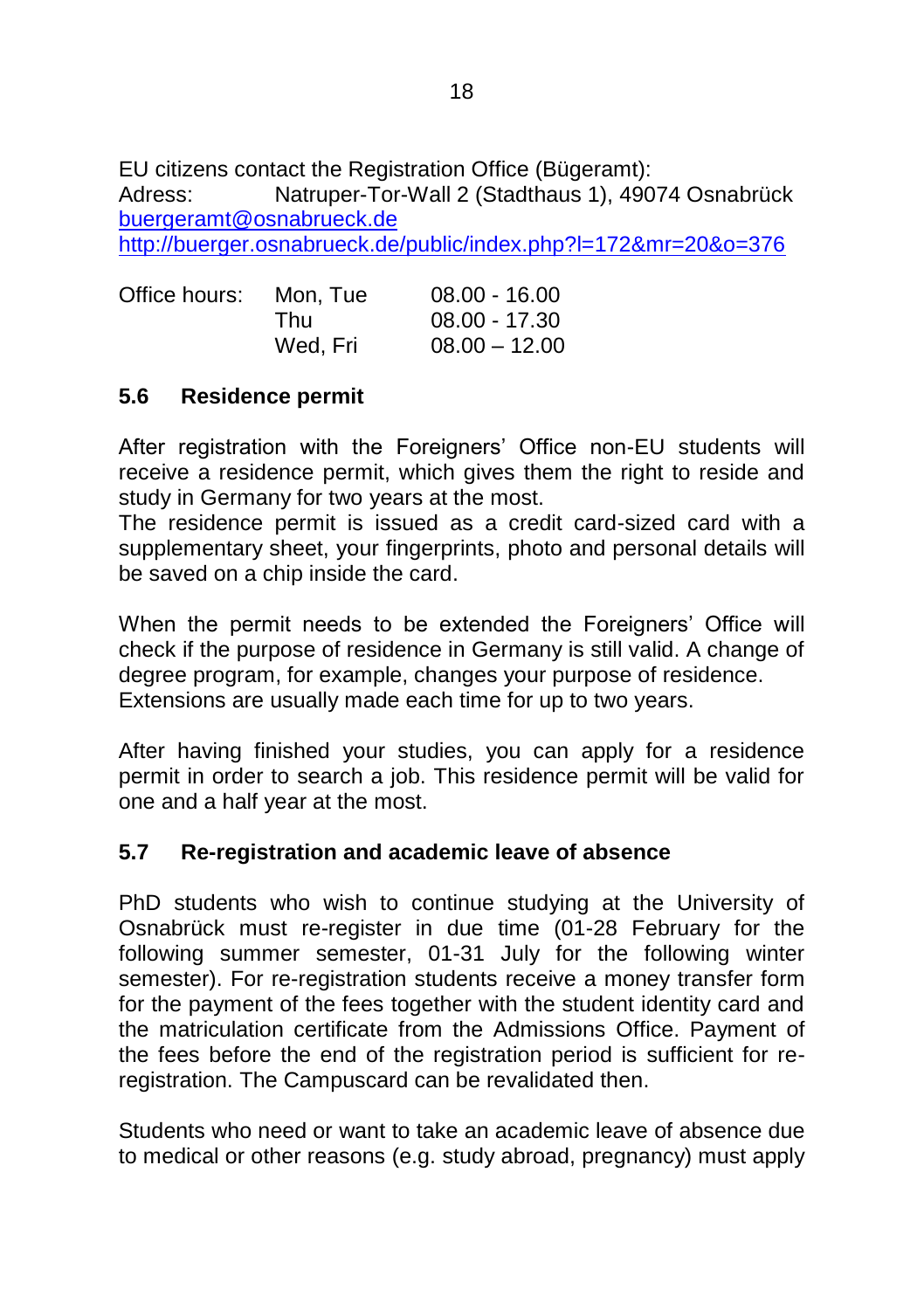EU citizens contact the Registration Office (Bügeramt):
Adress: Natruper-Tor-Wall 2 (Stadthaus 1), 49074 Osnabrück
buergeramt@osnabrueck.de
http://buerger.osnabrueck.de/public/index.php?l=172&mr=20&o=376

| Office hours: | Mon, Tue | 08.00 - 16.00 |
| --- | --- | --- |
| | Thu | 08.00 - 17.30 |
| | Wed, Fri | 08.00 – 12.00 |

## 5.6 Residence permit

After registration with the Foreigners' Office non-EU students will receive a residence permit, which gives them the right to reside and study in Germany for two years at the most.
The residence permit is issued as a credit card-sized card with a supplementary sheet, your fingerprints, photo and personal details will be saved on a chip inside the card.

When the permit needs to be extended the Foreigners' Office will check if the purpose of residence in Germany is still valid. A change of degree program, for example, changes your purpose of residence.
Extensions are usually made each time for up to two years.

After having finished your studies, you can apply for a residence permit in order to search a job. This residence permit will be valid for one and a half year at the most.

## 5.7 Re-registration and academic leave of absence

PhD students who wish to continue studying at the University of Osnabrück must re-register in due time (01-28 February for the following summer semester, 01-31 July for the following winter semester). For re-registration students receive a money transfer form for the payment of the fees together with the student identity card and the matriculation certificate from the Admissions Office. Payment of the fees before the end of the registration period is sufficient for re-registration. The Campuscard can be revalidated then.

Students who need or want to take an academic leave of absence due to medical or other reasons (e.g. study abroad, pregnancy) must apply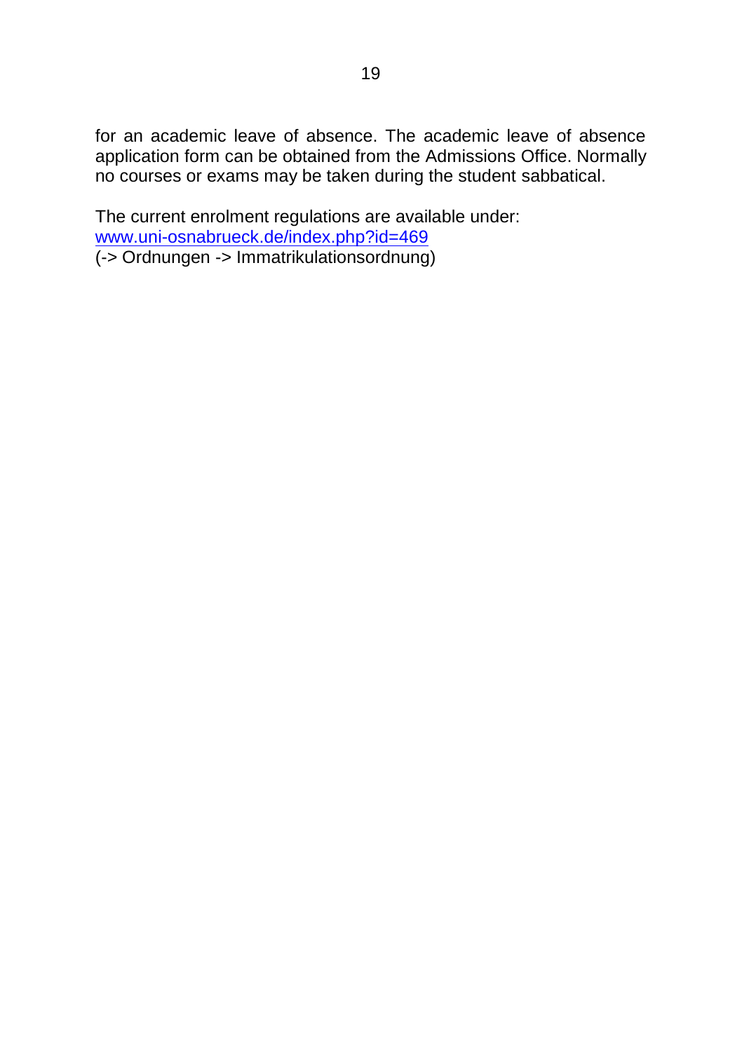for an academic leave of absence. The academic leave of absence application form can be obtained from the Admissions Office. Normally no courses or exams may be taken during the student sabbatical.

The current enrolment regulations are available under:
www.uni-osnabrueck.de/index.php?id=469
(-> Ordnungen -> Immatrikulationsordnung)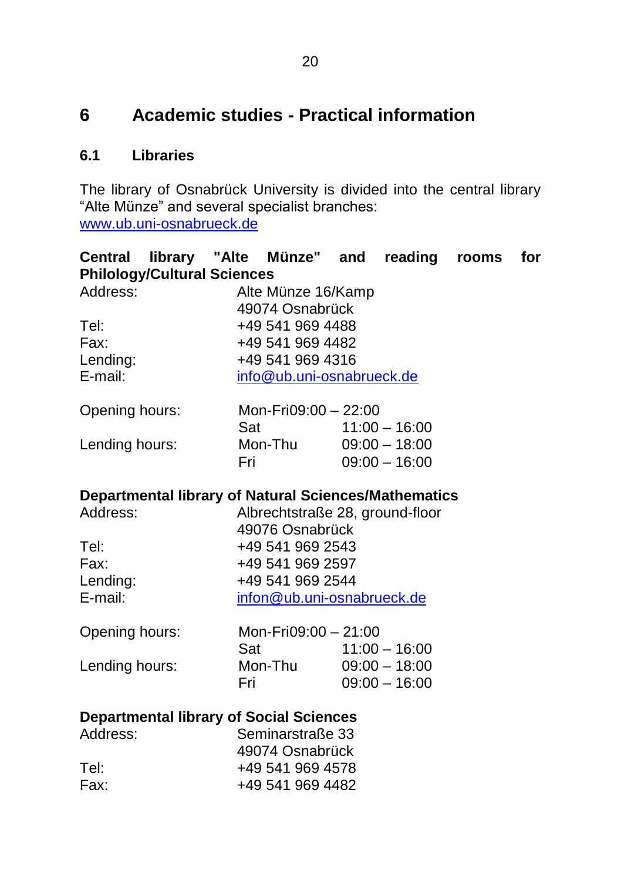# 6 Academic studies - Practical information

## 6.1 Libraries

The library of Osnabrück University is divided into the central library "Alte Münze" and several specialist branches: www.ub.uni-osnabrueck.de

**Central library "Alte Münze" and reading rooms for Philology/Cultural Sciences**

| | |
|---|---|
| Address: | Alte Münze 16/Kamp<br>49074 Osnabrück |
| Tel: | +49 541 969 4488 |
| Fax: | +49 541 969 4482 |
| Lending: | +49 541 969 4316 |
| E-mail: | info@ub.uni-osnabrueck.de |

| | | |
|---|---|---|
| Opening hours: | Mon-Fri | 09:00 – 22:00 |
| | Sat | 11:00 – 16:00 |
| Lending hours: | Mon-Thu | 09:00 – 18:00 |
| | Fri | 09:00 – 16:00 |

**Departmental library of Natural Sciences/Mathematics**

| | |
|---|---|
| Address: | Albrechtstraße 28, ground-floor<br>49076 Osnabrück |
| Tel: | +49 541 969 2543 |
| Fax: | +49 541 969 2597 |
| Lending: | +49 541 969 2544 |
| E-mail: | infon@ub.uni-osnabrueck.de |

| | | |
|---|---|---|
| Opening hours: | Mon-Fri | 09:00 – 21:00 |
| | Sat | 11:00 – 16:00 |
| Lending hours: | Mon-Thu | 09:00 – 18:00 |
| | Fri | 09:00 – 16:00 |

**Departmental library of Social Sciences**

| | |
|---|---|
| Address: | Seminarstraße 33<br>49074 Osnabrück |
| Tel: | +49 541 969 4578 |
| Fax: | +49 541 969 4482 |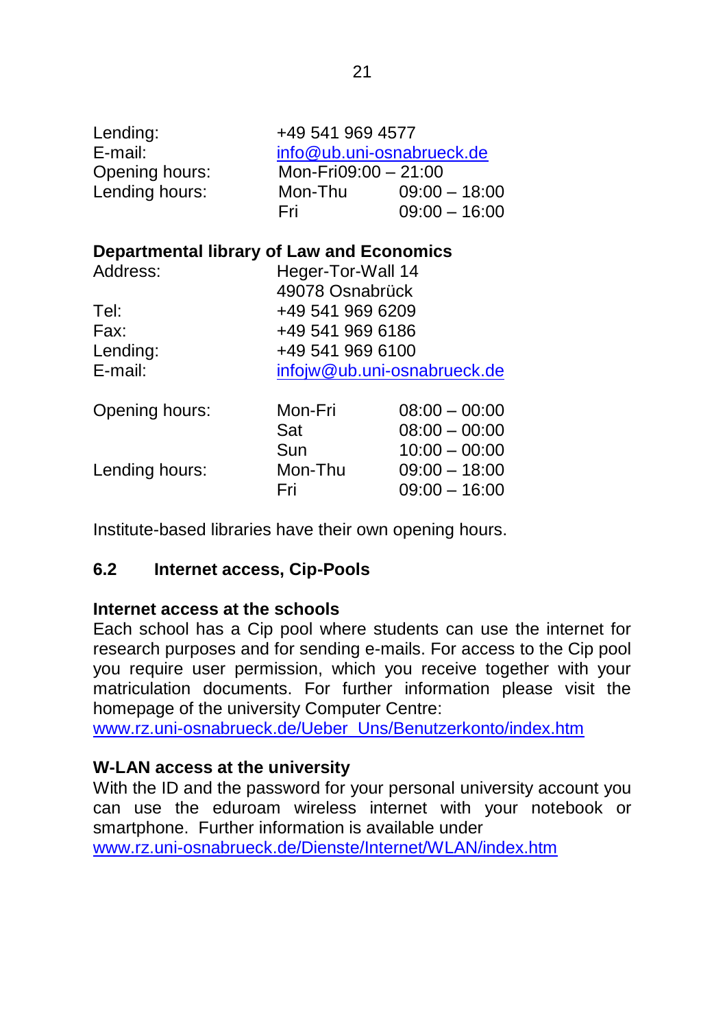| | | |
|---|---|---|
| Lending: | +49 541 969 4577 | |
| E-mail: | info@ub.uni-osnabrueck.de | |
| Opening hours: | Mon-Fri09:00 – 21:00 | |
| Lending hours: | Mon-Thu | 09:00 – 18:00 |
| | Fri | 09:00 – 16:00 |

**Departmental library of Law and Economics**

| | | |
|---|---|---|
| Address: | Heger-Tor-Wall 14 | |
| | 49078 Osnabrück | |
| Tel: | +49 541 969 6209 | |
| Fax: | +49 541 969 6186 | |
| Lending: | +49 541 969 6100 | |
| E-mail: | infojw@ub.uni-osnabrueck.de | |
| Opening hours: | Mon-Fri | 08:00 – 00:00 |
| | Sat | 08:00 – 00:00 |
| | Sun | 10:00 – 00:00 |
| Lending hours: | Mon-Thu | 09:00 – 18:00 |
| | Fri | 09:00 – 16:00 |

Institute-based libraries have their own opening hours.

### 6.2 Internet access, Cip-Pools

**Internet access at the schools**

Each school has a Cip pool where students can use the internet for research purposes and for sending e-mails. For access to the Cip pool you require user permission, which you receive together with your matriculation documents. For further information please visit the homepage of the university Computer Centre:
www.rz.uni-osnabrueck.de/Ueber_Uns/Benutzerkonto/index.htm

**W-LAN access at the university**

With the ID and the password for your personal university account you can use the eduroam wireless internet with your notebook or smartphone. Further information is available under
www.rz.uni-osnabrueck.de/Dienste/Internet/WLAN/index.htm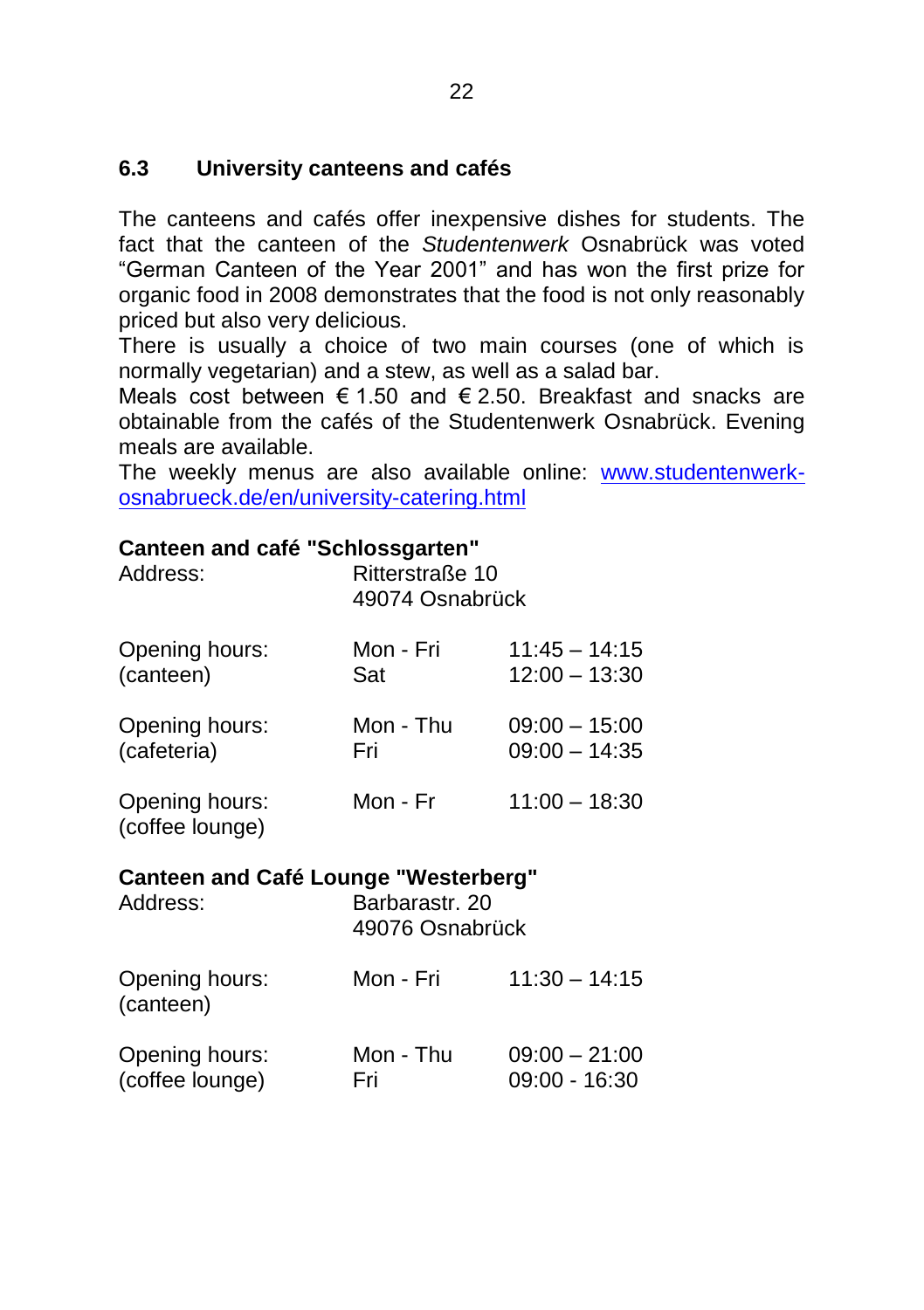## 6.3 University canteens and cafés

The canteens and cafés offer inexpensive dishes for students. The fact that the canteen of the *Studentenwerk* Osnabrück was voted "German Canteen of the Year 2001" and has won the first prize for organic food in 2008 demonstrates that the food is not only reasonably priced but also very delicious.
There is usually a choice of two main courses (one of which is normally vegetarian) and a stew, as well as a salad bar.
Meals cost between € 1.50 and € 2.50. Breakfast and snacks are obtainable from the cafés of the Studentenwerk Osnabrück. Evening meals are available.
The weekly menus are also available online: [www.studentenwerk-osnabrueck.de/en/university-catering.html](http://www.studentenwerk-osnabrueck.de/en/university-catering.html)

**Canteen and café "Schlossgarten"**

| | | |
|---|---|---|
| Address: | Ritterstraße 10<br>49074 Osnabrück | |
| Opening hours:<br>(canteen) | Mon - Fri<br>Sat | 11:45 – 14:15<br>12:00 – 13:30 |
| Opening hours:<br>(cafeteria) | Mon - Thu<br>Fri | 09:00 – 15:00<br>09:00 – 14:35 |
| Opening hours:<br>(coffee lounge) | Mon - Fr | 11:00 – 18:30 |

**Canteen and Café Lounge "Westerberg"**

| | | |
|---|---|---|
| Address: | Barbarastr. 20<br>49076 Osnabrück | |
| Opening hours:<br>(canteen) | Mon - Fri | 11:30 – 14:15 |
| Opening hours:<br>(coffee lounge) | Mon - Thu<br>Fri | 09:00 – 21:00<br>09:00 - 16:30 |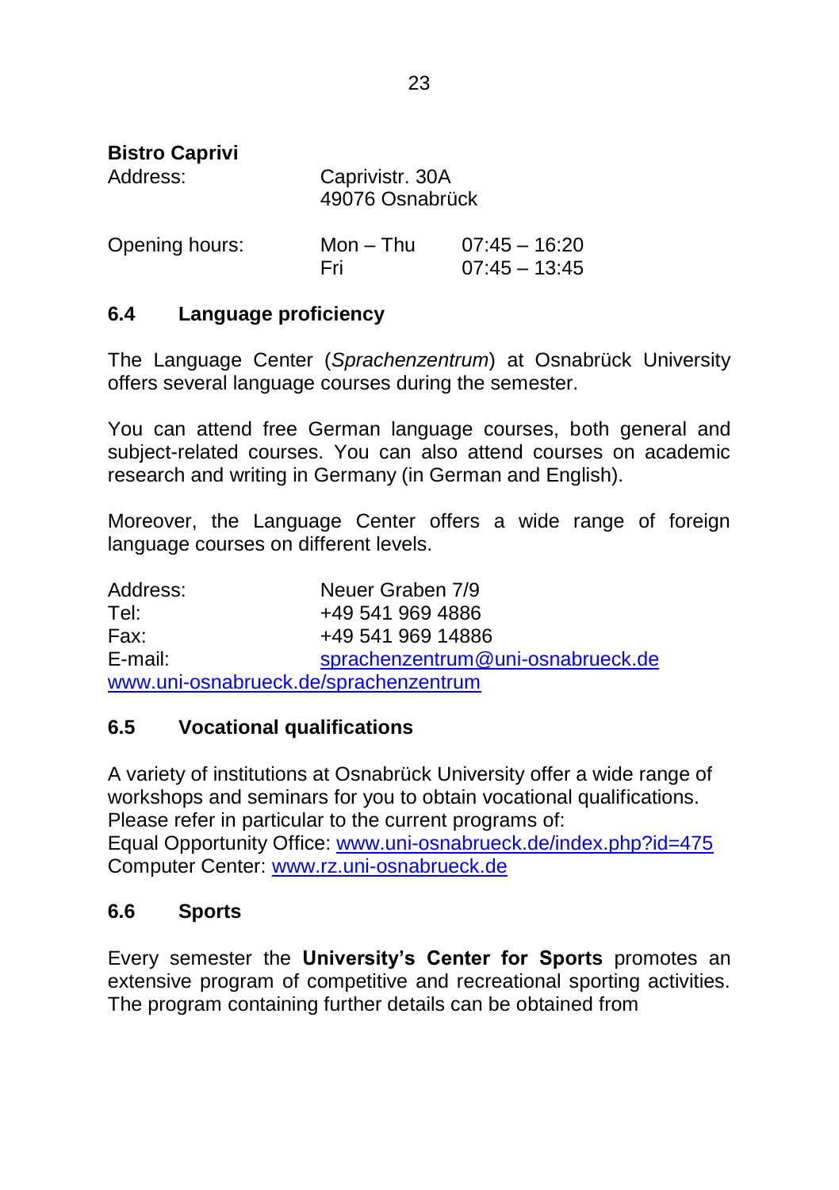**Bistro Caprivi**

| | | |
|---|---|---|
| Address: | Caprivistr. 30A<br>49076 Osnabrück | |
| Opening hours: | Mon – Thu | 07:45 – 16:20 |
| | Fri | 07:45 – 13:45 |

## 6.4 Language proficiency

The Language Center (*Sprachenzentrum*) at Osnabrück University offers several language courses during the semester.

You can attend free German language courses, both general and subject-related courses. You can also attend courses on academic research and writing in Germany (in German and English).

Moreover, the Language Center offers a wide range of foreign language courses on different levels.

| | |
|---|---|
| Address: | Neuer Graben 7/9 |
| Tel: | +49 541 969 4886 |
| Fax: | +49 541 969 14886 |
| E-mail: | sprachenzentrum@uni-osnabrueck.de |

www.uni-osnabrueck.de/sprachenzentrum

## 6.5 Vocational qualifications

A variety of institutions at Osnabrück University offer a wide range of workshops and seminars for you to obtain vocational qualifications. Please refer in particular to the current programs of:
Equal Opportunity Office: www.uni-osnabrueck.de/index.php?id=475
Computer Center: www.rz.uni-osnabrueck.de

## 6.6 Sports

Every semester the **University's Center for Sports** promotes an extensive program of competitive and recreational sporting activities. The program containing further details can be obtained from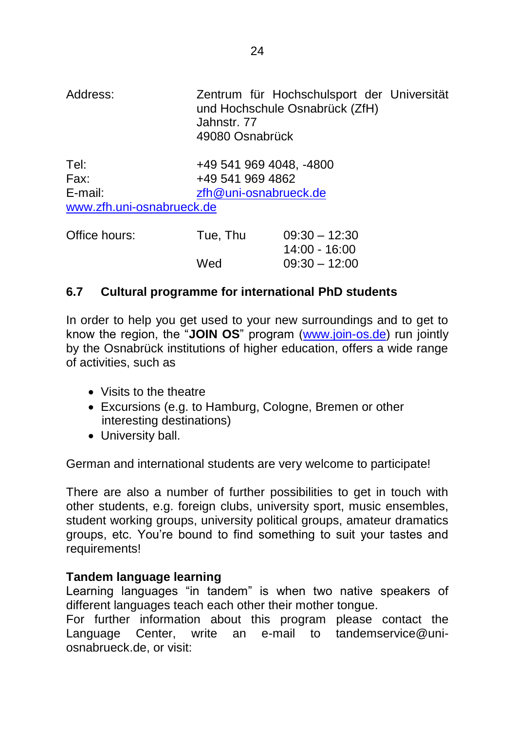| | | |
|---|---|---|
| Address: | Zentrum für Hochschulsport der Universität und Hochschule Osnabrück (ZfH)<br>Jahnstr. 77<br>49080 Osnabrück | |
| Tel: | +49 541 969 4048, -4800 | |
| Fax: | +49 541 969 4862 | |
| E-mail: | zfh@uni-osnabrueck.de | |

www.zfh.uni-osnabrueck.de

| | | |
|---|---|---|
| Office hours: | Tue, Thu | 09:30 – 12:30<br>14:00 - 16:00 |
| | Wed | 09:30 – 12:00 |

## 6.7 Cultural programme for international PhD students

In order to help you get used to your new surroundings and to get to know the region, the "**JOIN OS**" program (www.join-os.de) run jointly by the Osnabrück institutions of higher education, offers a wide range of activities, such as

- Visits to the theatre
- Excursions (e.g. to Hamburg, Cologne, Bremen or other interesting destinations)
- University ball.

German and international students are very welcome to participate!

There are also a number of further possibilities to get in touch with other students, e.g. foreign clubs, university sport, music ensembles, student working groups, university political groups, amateur dramatics groups, etc. You're bound to find something to suit your tastes and requirements!

**Tandem language learning**

Learning languages "in tandem" is when two native speakers of different languages teach each other their mother tongue.
For further information about this program please contact the Language Center, write an e-mail to tandemservice@uni-osnabrueck.de, or visit: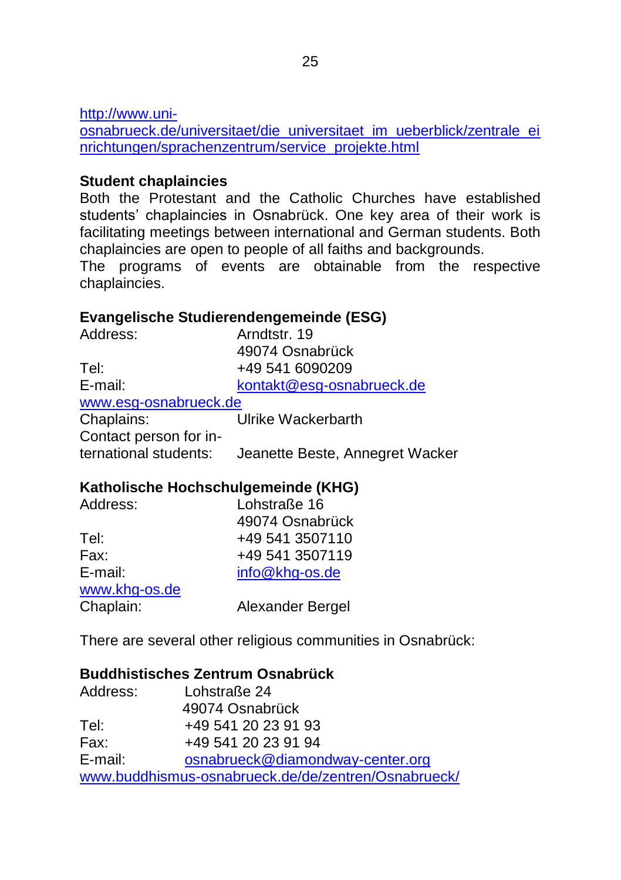http://www.uni-osnabrueck.de/universitaet/die_universitaet_im_ueberblick/zentrale_einrichtungen/sprachenzentrum/service_projekte.html

**Student chaplaincies**

Both the Protestant and the Catholic Churches have established students' chaplaincies in Osnabrück. One key area of their work is facilitating meetings between international and German students. Both chaplaincies are open to people of all faiths and backgrounds.

The programs of events are obtainable from the respective chaplaincies.

**Evangelische Studierendengemeinde (ESG)**

Address: Arndtstr. 19
49074 Osnabrück
Tel: +49 541 6090209
E-mail: kontakt@esg-osnabrueck.de
www.esg-osnabrueck.de
Chaplains: Ulrike Wackerbarth
Contact person for international students: Jeanette Beste, Annegret Wacker

**Katholische Hochschulgemeinde (KHG)**

Address: Lohstraße 16
49074 Osnabrück
Tel: +49 541 3507110
Fax: +49 541 3507119
E-mail: info@khg-os.de
www.khg-os.de
Chaplain: Alexander Bergel

There are several other religious communities in Osnabrück:

**Buddhistisches Zentrum Osnabrück**

Address: Lohstraße 24
49074 Osnabrück
Tel: +49 541 20 23 91 93
Fax: +49 541 20 23 91 94
E-mail: osnabrueck@diamondway-center.org
www.buddhismus-osnabrueck.de/de/zentren/Osnabrueck/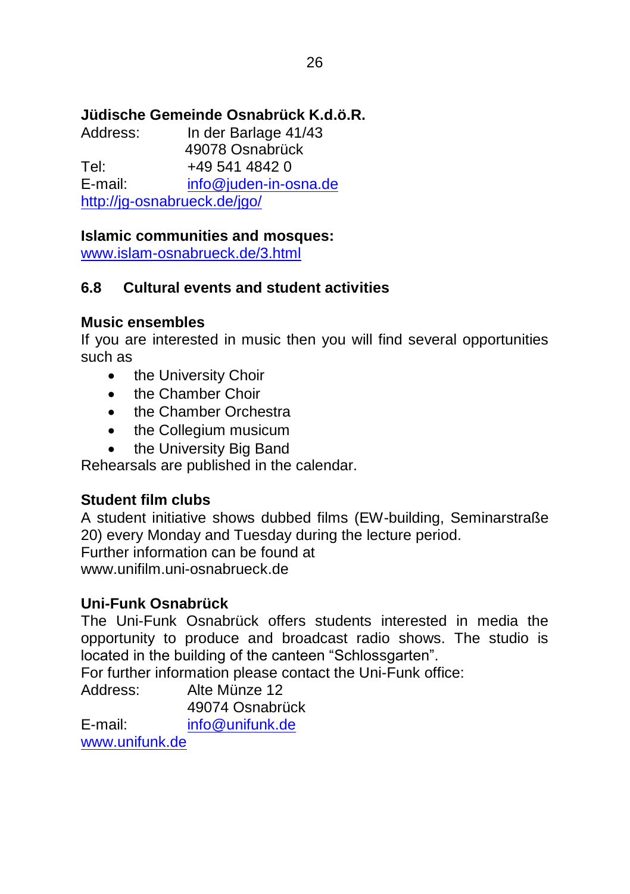**Jüdische Gemeinde Osnabrück K.d.ö.R.**
Address: In der Barlage 41/43
49078 Osnabrück
Tel: +49 541 4842 0
E-mail: info@juden-in-osna.de
http://jg-osnabrueck.de/jgo/

**Islamic communities and mosques:**
www.islam-osnabrueck.de/3.html

## 6.8 Cultural events and student activities

**Music ensembles**
If you are interested in music then you will find several opportunities such as

- the University Choir
- the Chamber Choir
- the Chamber Orchestra
- the Collegium musicum
- the University Big Band

Rehearsals are published in the calendar.

**Student film clubs**
A student initiative shows dubbed films (EW-building, Seminarstraße 20) every Monday and Tuesday during the lecture period.
Further information can be found at
www.unifilm.uni-osnabrueck.de

**Uni-Funk Osnabrück**
The Uni-Funk Osnabrück offers students interested in media the opportunity to produce and broadcast radio shows. The studio is located in the building of the canteen "Schlossgarten".
For further information please contact the Uni-Funk office:
Address: Alte Münze 12
49074 Osnabrück
E-mail: info@unifunk.de
www.unifunk.de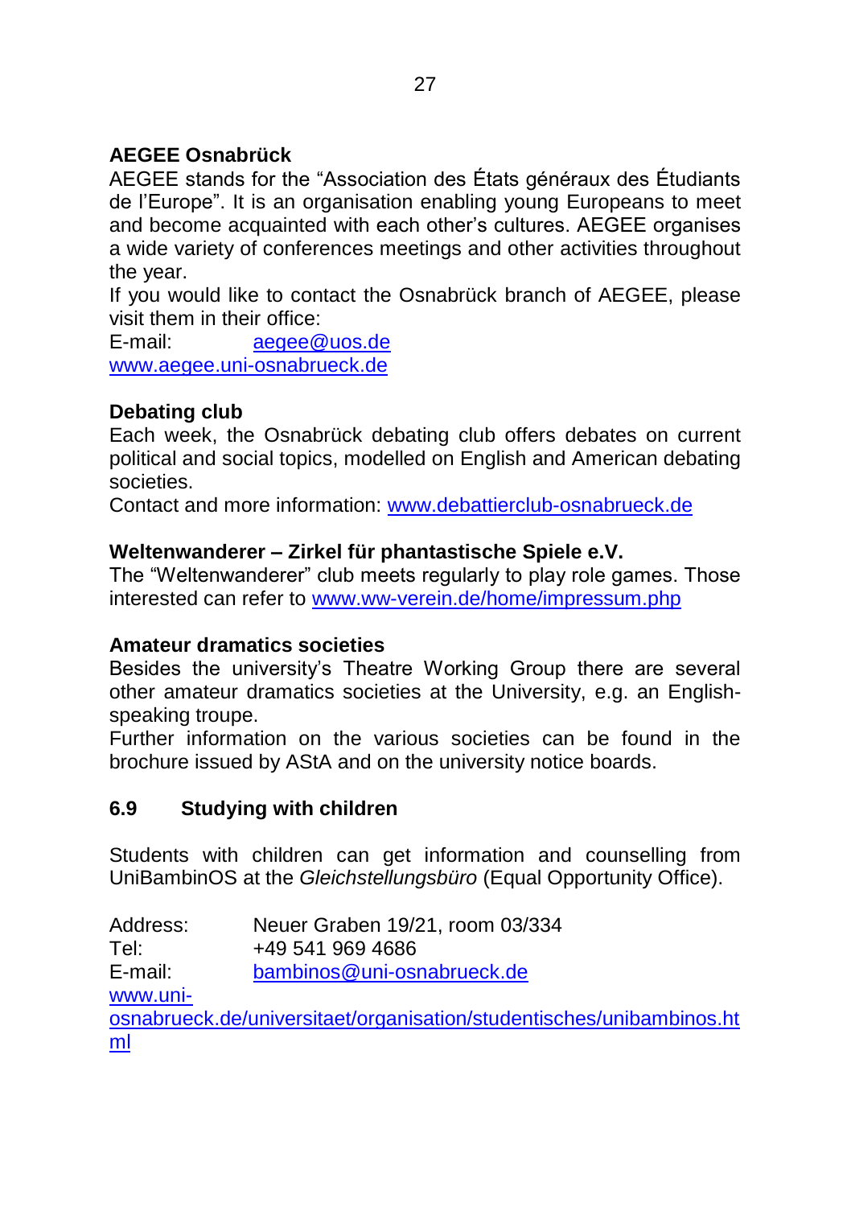**AEGEE Osnabrück**

AEGEE stands for the "Association des États généraux des Étudiants de l'Europe". It is an organisation enabling young Europeans to meet and become acquainted with each other's cultures. AEGEE organises a wide variety of conferences meetings and other activities throughout the year.

If you would like to contact the Osnabrück branch of AEGEE, please visit them in their office:

E-mail: aegee@uos.de
www.aegee.uni-osnabrueck.de

**Debating club**

Each week, the Osnabrück debating club offers debates on current political and social topics, modelled on English and American debating societies.

Contact and more information: www.debattierclub-osnabrueck.de

**Weltenwanderer – Zirkel für phantastische Spiele e.V.**

The "Weltenwanderer" club meets regularly to play role games. Those interested can refer to www.ww-verein.de/home/impressum.php

**Amateur dramatics societies**

Besides the university's Theatre Working Group there are several other amateur dramatics societies at the University, e.g. an English-speaking troupe.

Further information on the various societies can be found in the brochure issued by AStA and on the university notice boards.

## 6.9 Studying with children

Students with children can get information and counselling from UniBambinOS at the *Gleichstellungsbüro* (Equal Opportunity Office).

Address: Neuer Graben 19/21, room 03/334
Tel: +49 541 969 4686
E-mail: bambinos@uni-osnabrueck.de
www.uni-osnabrueck.de/universitaet/organisation/studentisches/unibambinos.html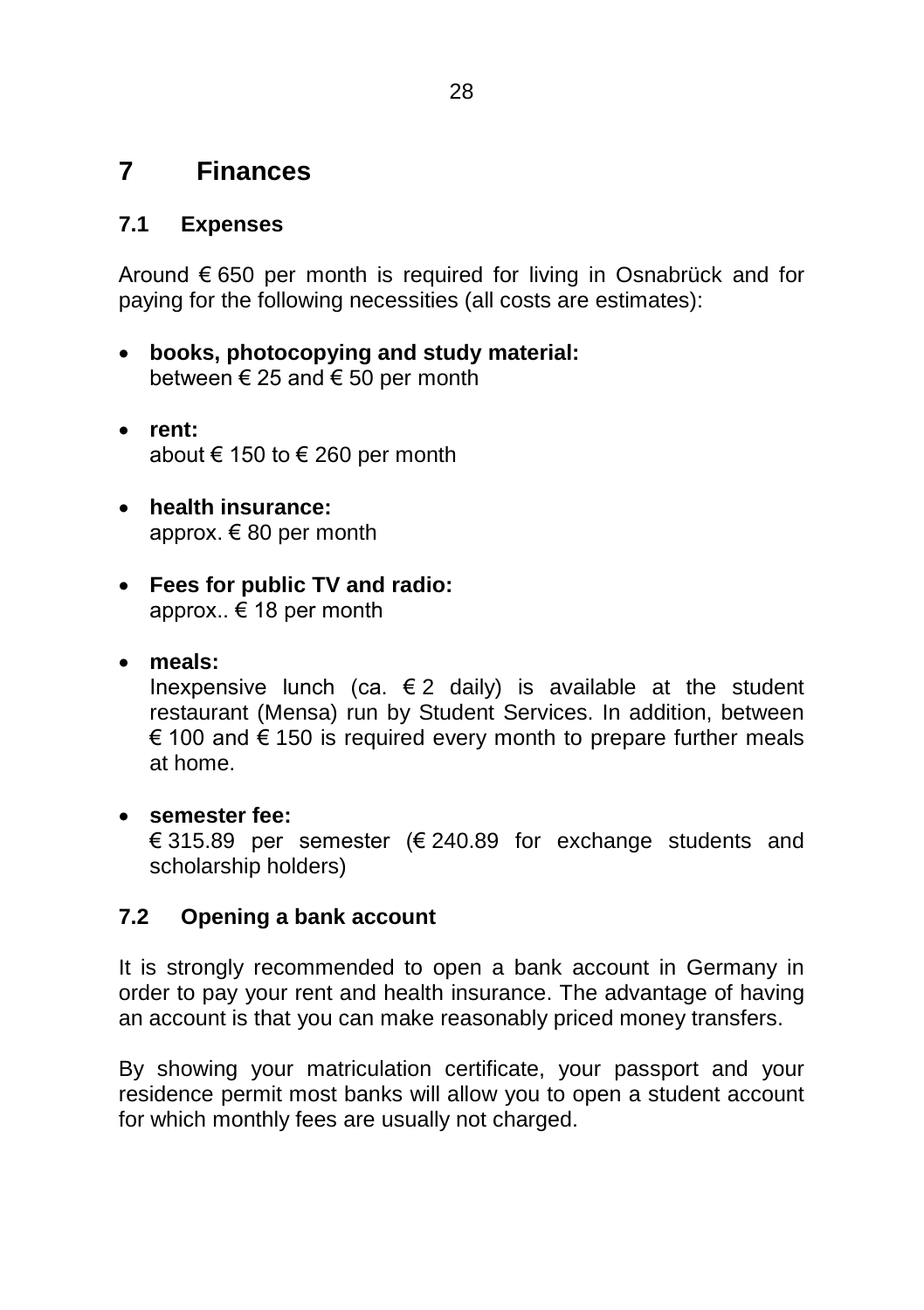# 7 Finances

## 7.1 Expenses

Around € 650 per month is required for living in Osnabrück and for paying for the following necessities (all costs are estimates):

- **books, photocopying and study material:**
  between € 25 and € 50 per month

- **rent:**
  about € 150 to € 260 per month

- **health insurance:**
  approx. € 80 per month

- **Fees for public TV and radio:**
  approx.. € 18 per month

- **meals:**
  Inexpensive lunch (ca. € 2 daily) is available at the student restaurant (Mensa) run by Student Services. In addition, between € 100 and € 150 is required every month to prepare further meals at home.

- **semester fee:**
  € 315.89 per semester (€ 240.89 for exchange students and scholarship holders)

## 7.2 Opening a bank account

It is strongly recommended to open a bank account in Germany in order to pay your rent and health insurance. The advantage of having an account is that you can make reasonably priced money transfers.

By showing your matriculation certificate, your passport and your residence permit most banks will allow you to open a student account for which monthly fees are usually not charged.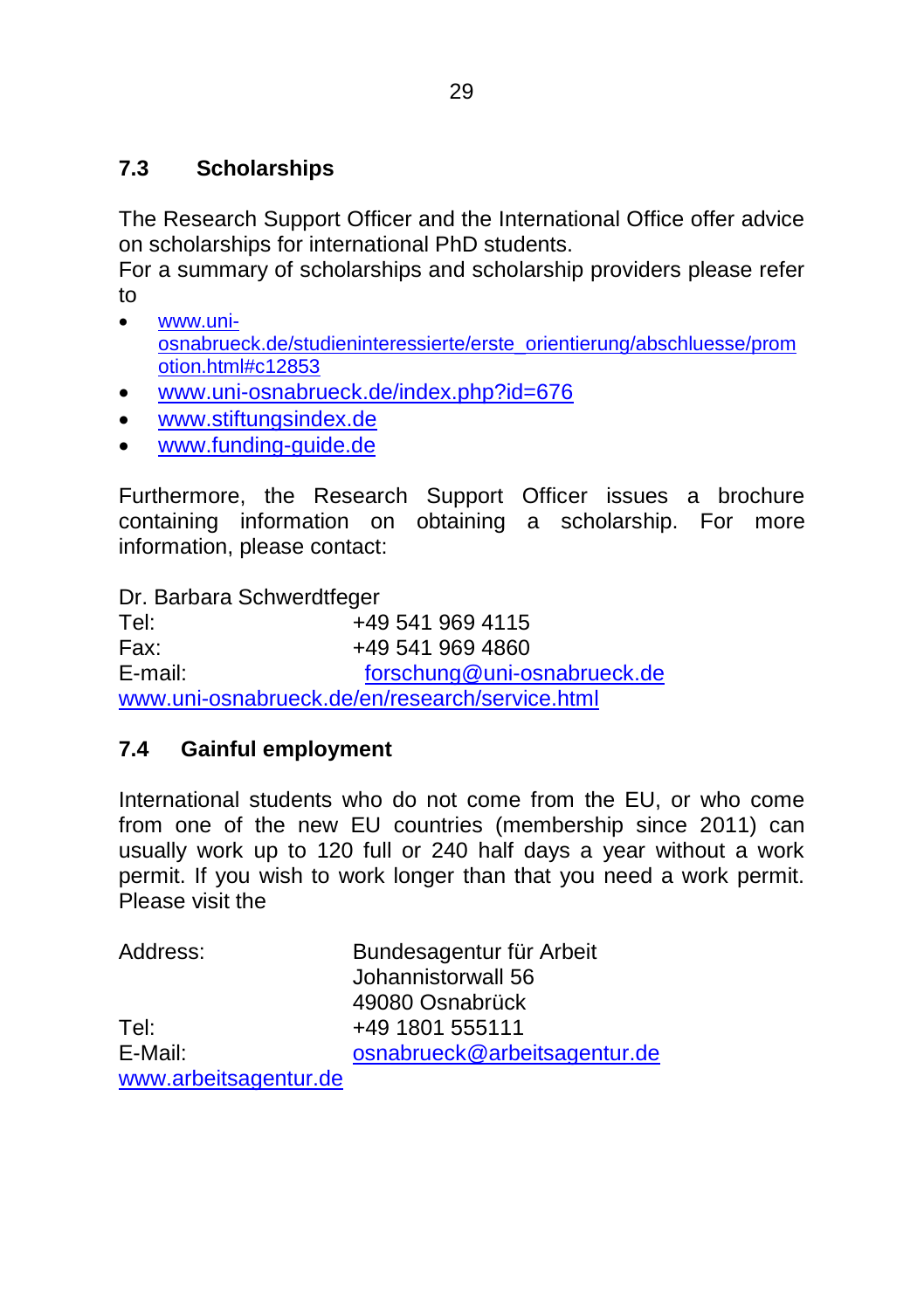## 7.3 Scholarships

The Research Support Officer and the International Office offer advice on scholarships for international PhD students.
For a summary of scholarships and scholarship providers please refer to

- www.uni-osnabrueck.de/studieninteressierte/erste_orientierung/abschluesse/promotion.html#c12853
- www.uni-osnabrueck.de/index.php?id=676
- www.stiftungsindex.de
- www.funding-guide.de

Furthermore, the Research Support Officer issues a brochure containing information on obtaining a scholarship. For more information, please contact:

Dr. Barbara Schwerdtfeger
Tel: +49 541 969 4115
Fax: +49 541 969 4860
E-mail: forschung@uni-osnabrueck.de
www.uni-osnabrueck.de/en/research/service.html

## 7.4 Gainful employment

International students who do not come from the EU, or who come from one of the new EU countries (membership since 2011) can usually work up to 120 full or 240 half days a year without a work permit. If you wish to work longer than that you need a work permit. Please visit the

Address: Bundesagentur für Arbeit
Johannistorwall 56
49080 Osnabrück
Tel: +49 1801 555111
E-Mail: osnabrueck@arbeitsagentur.de
www.arbeitsagentur.de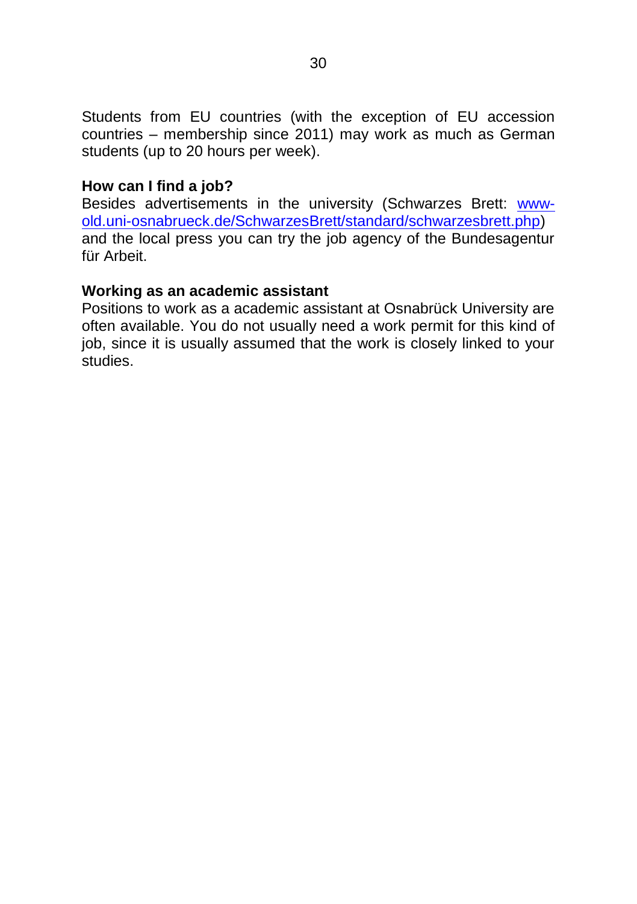Students from EU countries (with the exception of EU accession countries – membership since 2011) may work as much as German students (up to 20 hours per week).

**How can I find a job?**

Besides advertisements in the university (Schwarzes Brett: www-old.uni-osnabrueck.de/SchwarzesBrett/standard/schwarzesbrett.php) and the local press you can try the job agency of the Bundesagentur für Arbeit.

**Working as an academic assistant**

Positions to work as a academic assistant at Osnabrück University are often available. You do not usually need a work permit for this kind of job, since it is usually assumed that the work is closely linked to your studies.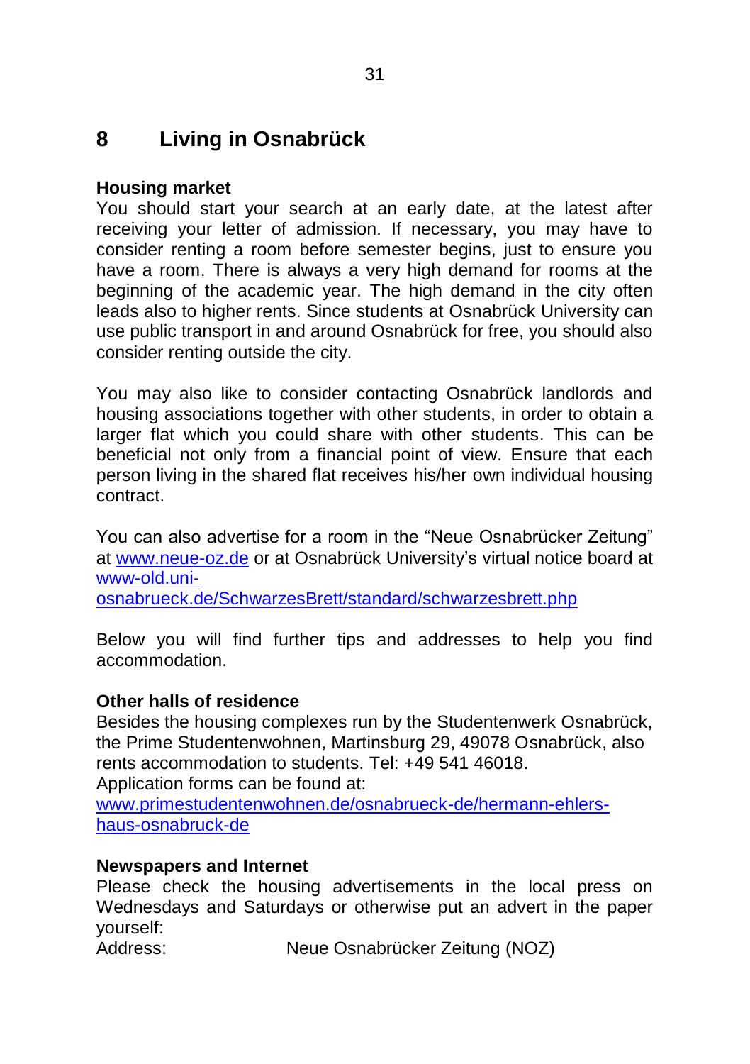# 8 Living in Osnabrück

**Housing market**

You should start your search at an early date, at the latest after receiving your letter of admission. If necessary, you may have to consider renting a room before semester begins, just to ensure you have a room. There is always a very high demand for rooms at the beginning of the academic year. The high demand in the city often leads also to higher rents. Since students at Osnabrück University can use public transport in and around Osnabrück for free, you should also consider renting outside the city.

You may also like to consider contacting Osnabrück landlords and housing associations together with other students, in order to obtain a larger flat which you could share with other students. This can be beneficial not only from a financial point of view. Ensure that each person living in the shared flat receives his/her own individual housing contract.

You can also advertise for a room in the "Neue Osnabrücker Zeitung" at www.neue-oz.de or at Osnabrück University's virtual notice board at www-old.uni-osnabrueck.de/SchwarzesBrett/standard/schwarzesbrett.php

Below you will find further tips and addresses to help you find accommodation.

**Other halls of residence**

Besides the housing complexes run by the Studentenwerk Osnabrück, the Prime Studentenwohnen, Martinsburg 29, 49078 Osnabrück, also rents accommodation to students. Tel: +49 541 46018.
Application forms can be found at:
www.primestudentenwohnen.de/osnabrueck-de/hermann-ehlers-haus-osnabruck-de

**Newspapers and Internet**

Please check the housing advertisements in the local press on Wednesdays and Saturdays or otherwise put an advert in the paper yourself:

Address: Neue Osnabrücker Zeitung (NOZ)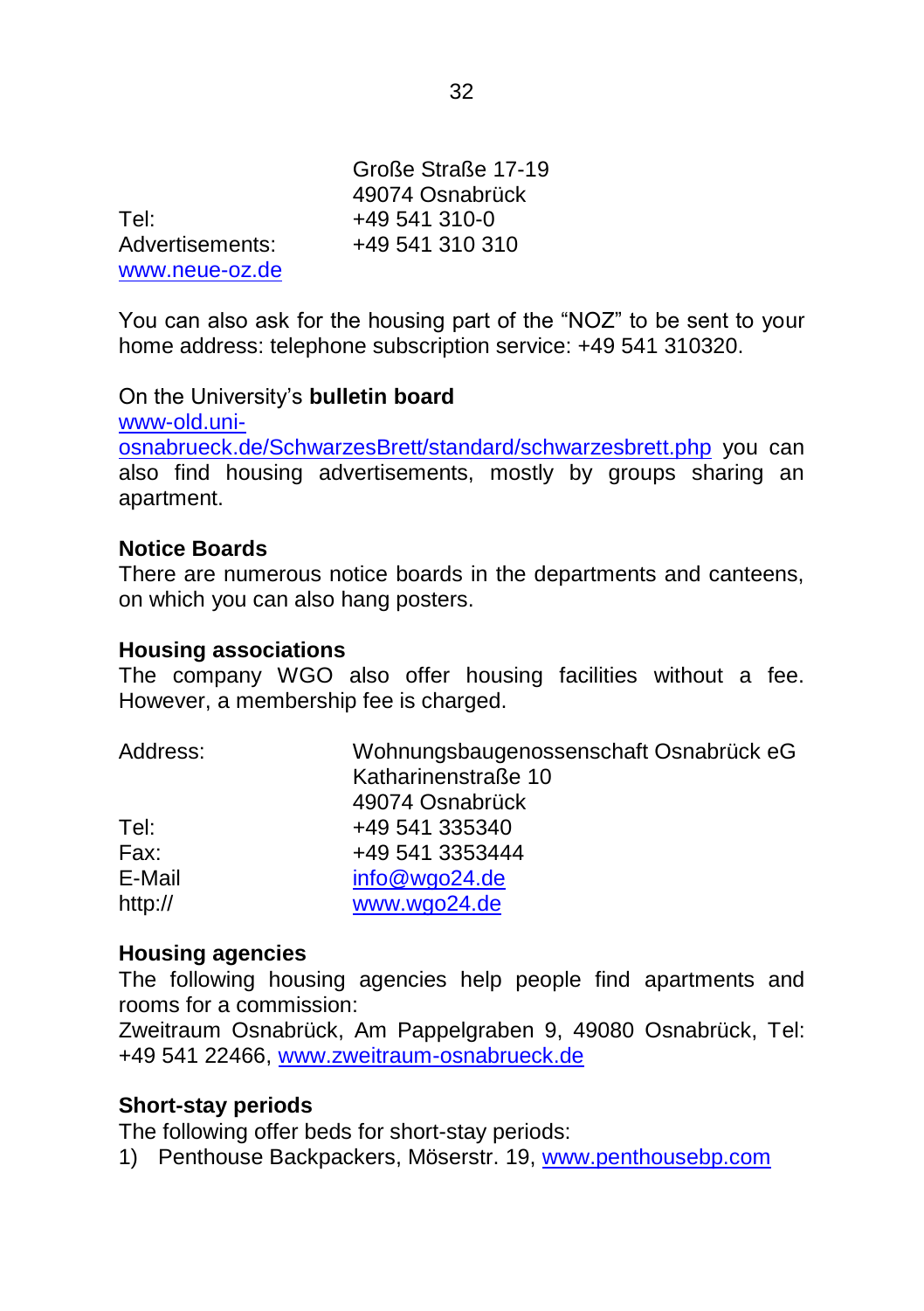Große Straße 17-19
49074 Osnabrück

| | |
|---|---|
| Tel: | +49 541 310-0 |
| Advertisements: | +49 541 310 310 |

www.neue-oz.de

You can also ask for the housing part of the "NOZ" to be sent to your home address: telephone subscription service: +49 541 310320.

On the University's **bulletin board** www-old.uni-osnabrueck.de/SchwarzesBrett/standard/schwarzesbrett.php you can also find housing advertisements, mostly by groups sharing an apartment.

**Notice Boards**
There are numerous notice boards in the departments and canteens, on which you can also hang posters.

**Housing associations**
The company WGO also offer housing facilities without a fee. However, a membership fee is charged.

| | |
|---|---|
| Address: | Wohnungsbaugenossenschaft Osnabrück eG<br>Katharinenstraße 10<br>49074 Osnabrück |
| Tel: | +49 541 335340 |
| Fax: | +49 541 3353444 |
| E-Mail | info@wgo24.de |
| http:// | www.wgo24.de |

**Housing agencies**
The following housing agencies help people find apartments and rooms for a commission:
Zweitraum Osnabrück, Am Pappelgraben 9, 49080 Osnabrück, Tel: +49 541 22466, www.zweitraum-osnabrueck.de

**Short-stay periods**
The following offer beds for short-stay periods:

1) Penthouse Backpackers, Möserstr. 19, www.penthousebp.com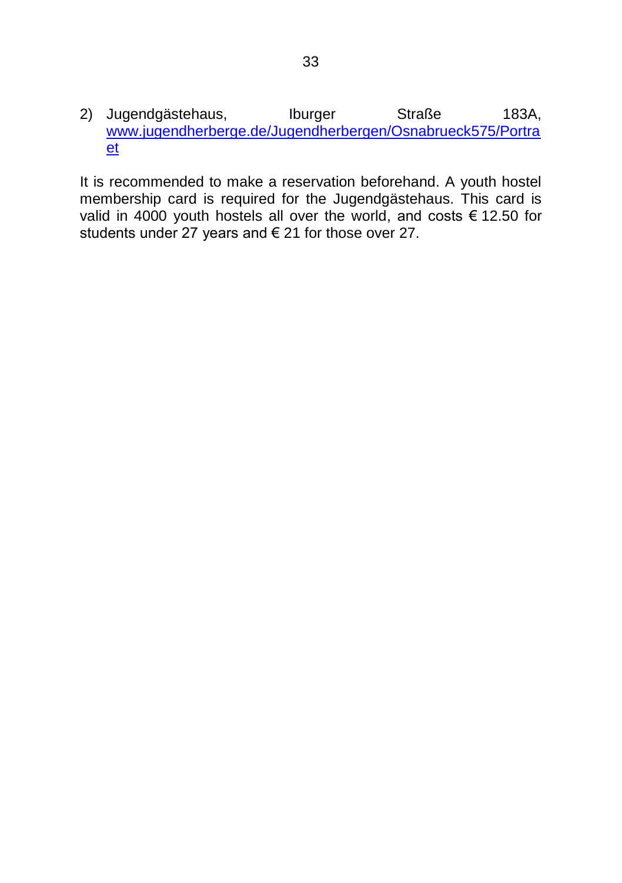2) Jugendgästehaus, Iburger Straße 183A, www.jugendherberge.de/Jugendherbergen/Osnabrueck575/Portraet

It is recommended to make a reservation beforehand. A youth hostel membership card is required for the Jugendgästehaus. This card is valid in 4000 youth hostels all over the world, and costs € 12.50 for students under 27 years and € 21 for those over 27.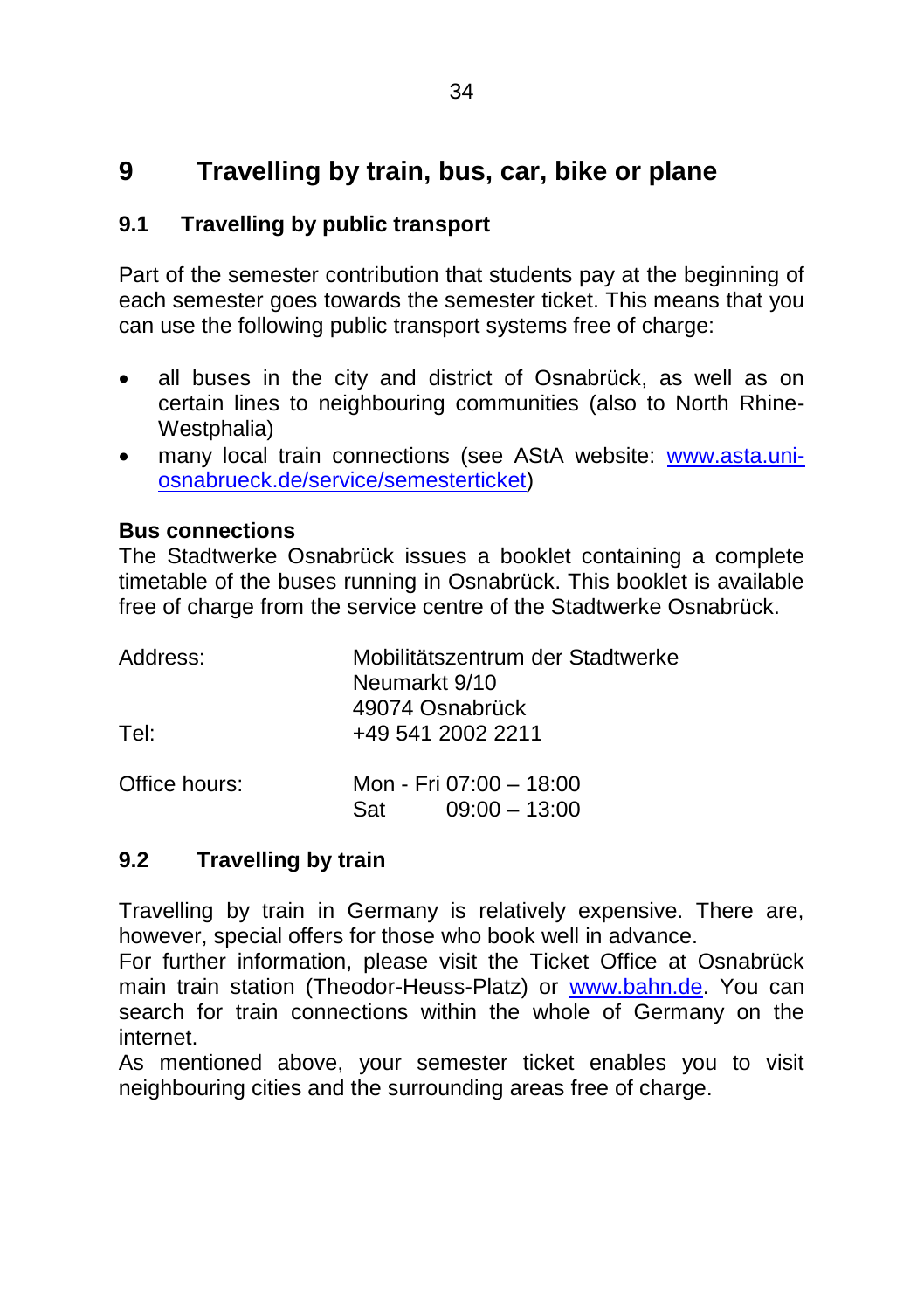# 9 Travelling by train, bus, car, bike or plane

## 9.1 Travelling by public transport

Part of the semester contribution that students pay at the beginning of each semester goes towards the semester ticket. This means that you can use the following public transport systems free of charge:

- all buses in the city and district of Osnabrück, as well as on certain lines to neighbouring communities (also to North Rhine-Westphalia)
- many local train connections (see AStA website: www.asta.uni-osnabrueck.de/service/semesterticket)

**Bus connections**

The Stadtwerke Osnabrück issues a booklet containing a complete timetable of the buses running in Osnabrück. This booklet is available free of charge from the service centre of the Stadtwerke Osnabrück.

| | |
|---|---|
| Address: | Mobilitätszentrum der Stadtwerke<br>Neumarkt 9/10<br>49074 Osnabrück |
| Tel: | +49 541 2002 2211 |
| Office hours: | Mon - Fri 07:00 – 18:00<br>Sat 09:00 – 13:00 |

## 9.2 Travelling by train

Travelling by train in Germany is relatively expensive. There are, however, special offers for those who book well in advance.
For further information, please visit the Ticket Office at Osnabrück main train station (Theodor-Heuss-Platz) or www.bahn.de. You can search for train connections within the whole of Germany on the internet.
As mentioned above, your semester ticket enables you to visit neighbouring cities and the surrounding areas free of charge.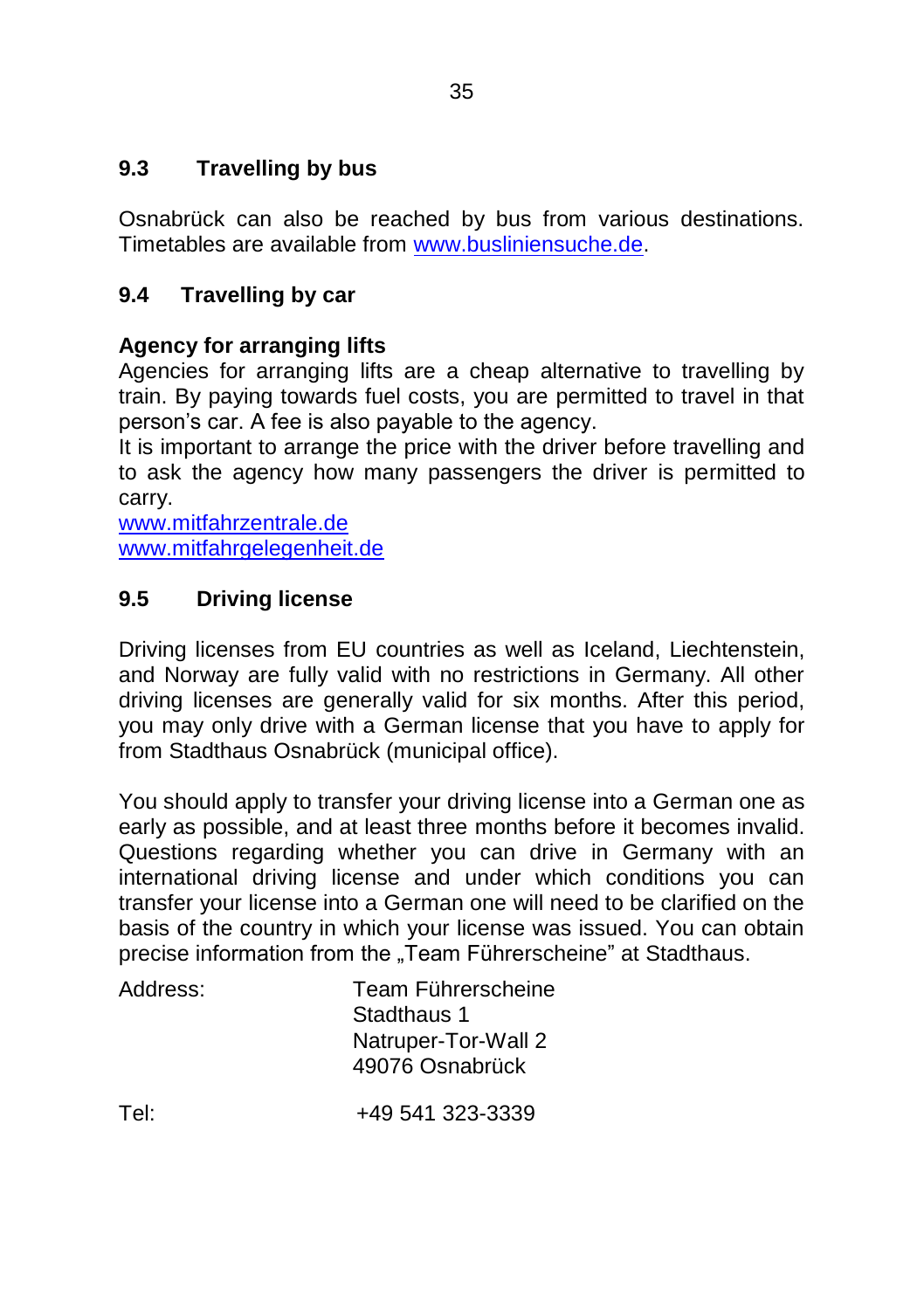## 9.3 Travelling by bus

Osnabrück can also be reached by bus from various destinations. Timetables are available from www.busliniensuche.de.

## 9.4 Travelling by car

**Agency for arranging lifts**
Agencies for arranging lifts are a cheap alternative to travelling by train. By paying towards fuel costs, you are permitted to travel in that person's car. A fee is also payable to the agency.
It is important to arrange the price with the driver before travelling and to ask the agency how many passengers the driver is permitted to carry.
www.mitfahrzentrale.de
www.mitfahrgelegenheit.de

## 9.5 Driving license

Driving licenses from EU countries as well as Iceland, Liechtenstein, and Norway are fully valid with no restrictions in Germany. All other driving licenses are generally valid for six months. After this period, you may only drive with a German license that you have to apply for from Stadthaus Osnabrück (municipal office).

You should apply to transfer your driving license into a German one as early as possible, and at least three months before it becomes invalid. Questions regarding whether you can drive in Germany with an international driving license and under which conditions you can transfer your license into a German one will need to be clarified on the basis of the country in which your license was issued. You can obtain precise information from the „Team Führerscheine" at Stadthaus.

Address: Team Führerscheine
Stadthaus 1
Natruper-Tor-Wall 2
49076 Osnabrück

Tel: +49 541 323-3339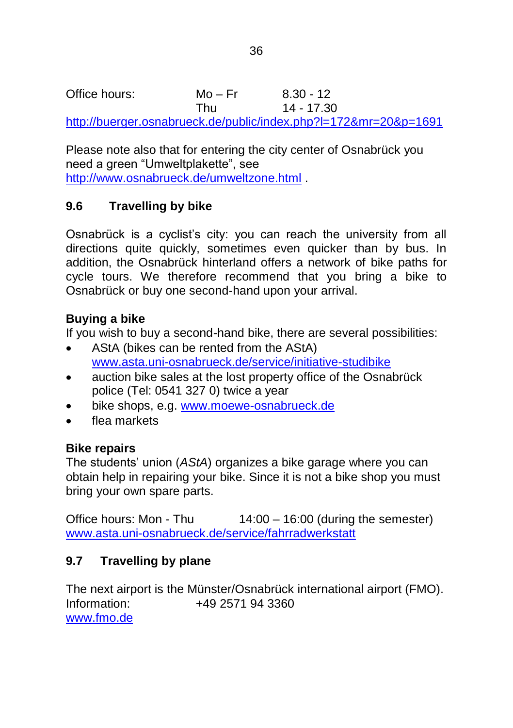Office hours: Mo – Fr 8.30 - 12
Thu 14 - 17.30
http://buerger.osnabrueck.de/public/index.php?l=172&mr=20&p=1691

Please note also that for entering the city center of Osnabrück you need a green "Umweltplakette", see http://www.osnabrueck.de/umweltzone.html .

## 9.6 Travelling by bike

Osnabrück is a cyclist's city: you can reach the university from all directions quite quickly, sometimes even quicker than by bus. In addition, the Osnabrück hinterland offers a network of bike paths for cycle tours. We therefore recommend that you bring a bike to Osnabrück or buy one second-hand upon your arrival.

**Buying a bike**

If you wish to buy a second-hand bike, there are several possibilities:

- AStA (bikes can be rented from the AStA) www.asta.uni-osnabrueck.de/service/initiative-studibike
- auction bike sales at the lost property office of the Osnabrück police (Tel: 0541 327 0) twice a year
- bike shops, e.g. www.moewe-osnabrueck.de
- flea markets

**Bike repairs**

The students' union (*AStA*) organizes a bike garage where you can obtain help in repairing your bike. Since it is not a bike shop you must bring your own spare parts.

Office hours: Mon - Thu 14:00 – 16:00 (during the semester)
www.asta.uni-osnabrueck.de/service/fahrradwerkstatt

## 9.7 Travelling by plane

The next airport is the Münster/Osnabrück international airport (FMO).
Information: +49 2571 94 3360
www.fmo.de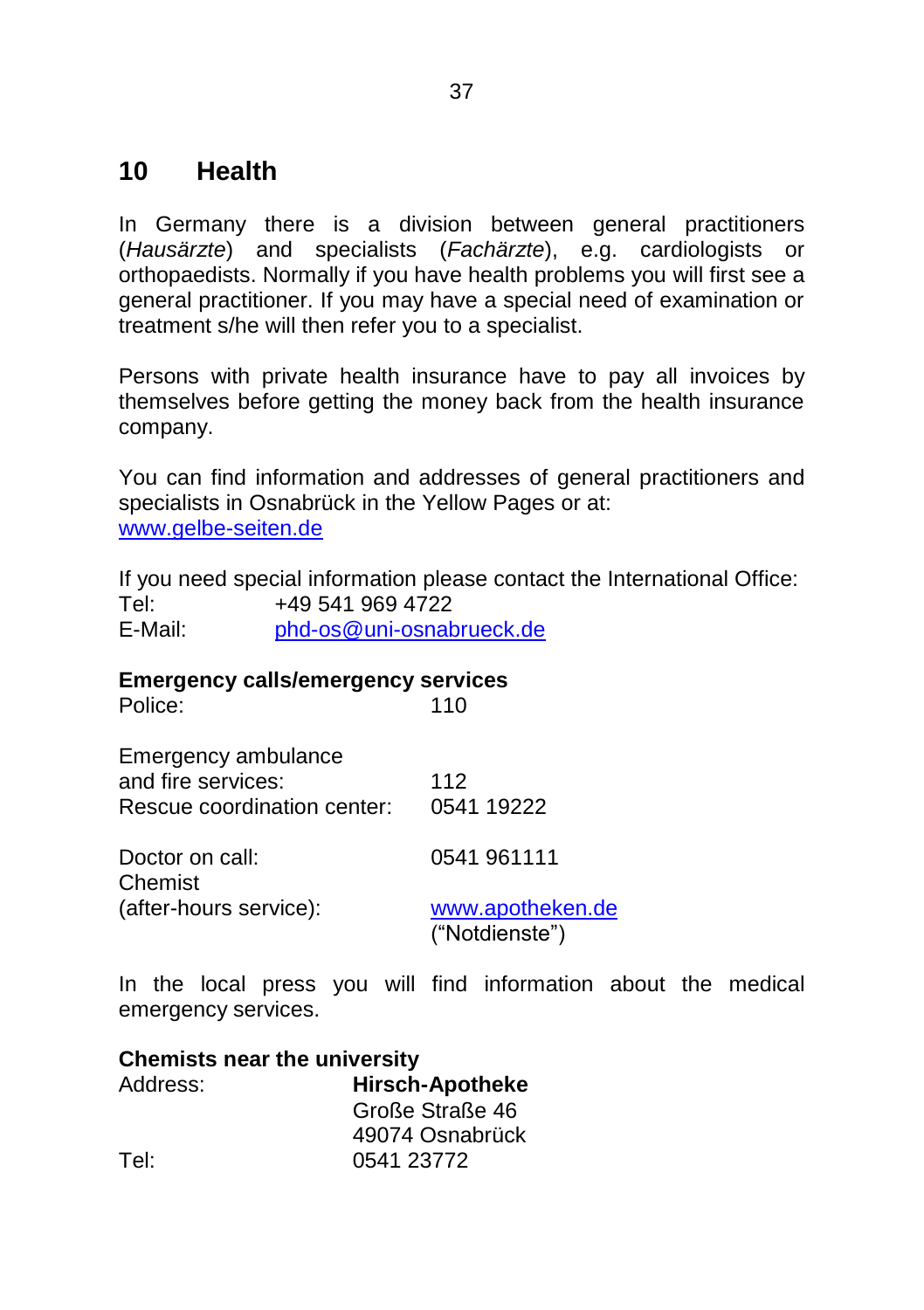# 10 Health

In Germany there is a division between general practitioners (*Hausärzte*) and specialists (*Fachärzte*), e.g. cardiologists or orthopaedists. Normally if you have health problems you will first see a general practitioner. If you may have a special need of examination or treatment s/he will then refer you to a specialist.

Persons with private health insurance have to pay all invoices by themselves before getting the money back from the health insurance company.

You can find information and addresses of general practitioners and specialists in Osnabrück in the Yellow Pages or at:
www.gelbe-seiten.de

If you need special information please contact the International Office:

| | |
|---|---|
| Tel: | +49 541 969 4722 |
| E-Mail: | phd-os@uni-osnabrueck.de |

**Emergency calls/emergency services**

| | |
|---|---|
| Police: | 110 |
| Emergency ambulance and fire services: | 112 |
| Rescue coordination center: | 0541 19222 |
| Doctor on call: | 0541 961111 |
| Chemist (after-hours service): | www.apotheken.de ("Notdienste") |

In the local press you will find information about the medical emergency services.

**Chemists near the university**

| | |
|---|---|
| Address: | **Hirsch-Apotheke**<br>Große Straße 46<br>49074 Osnabrück |
| Tel: | 0541 23772 |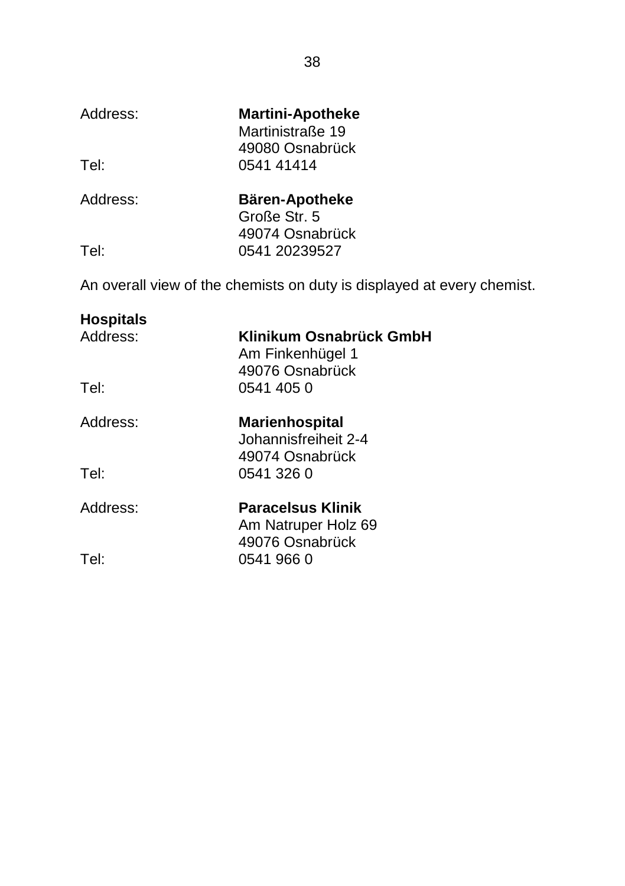Address: **Martini-Apotheke**
Martinistraße 19
49080 Osnabrück
Tel: 0541 41414

Address: **Bären-Apotheke**
Große Str. 5
49074 Osnabrück
Tel: 0541 20239527

An overall view of the chemists on duty is displayed at every chemist.

**Hospitals**

Address: **Klinikum Osnabrück GmbH**
Am Finkenhügel 1
49076 Osnabrück
Tel: 0541 405 0

Address: **Marienhospital**
Johannisfreiheit 2-4
49074 Osnabrück
Tel: 0541 326 0

Address: **Paracelsus Klinik**
Am Natruper Holz 69
49076 Osnabrück
Tel: 0541 966 0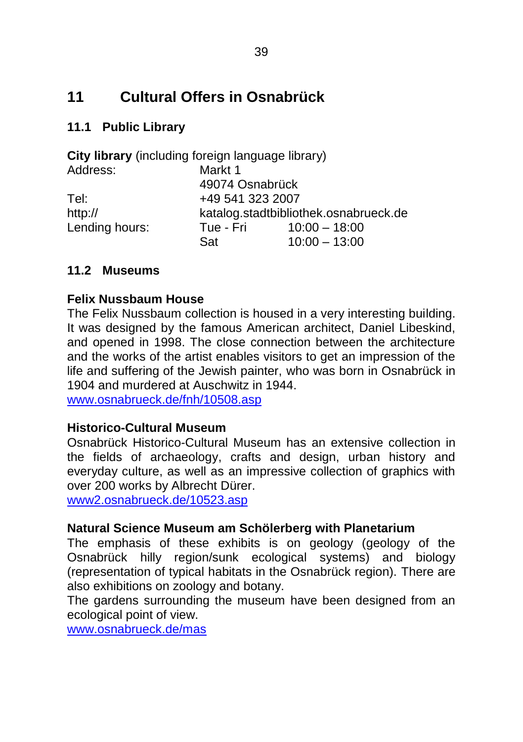# 11 Cultural Offers in Osnabrück

## 11.1 Public Library

**City library** (including foreign language library)

| | | |
|---|---|---|
| Address: | Markt 1 | |
| | 49074 Osnabrück | |
| Tel: | +49 541 323 2007 | |
| http:// | katalog.stadtbibliothek.osnabrueck.de | |
| Lending hours: | Tue - Fri | 10:00 – 18:00 |
| | Sat | 10:00 – 13:00 |

## 11.2 Museums

**Felix Nussbaum House**

The Felix Nussbaum collection is housed in a very interesting building. It was designed by the famous American architect, Daniel Libeskind, and opened in 1998. The close connection between the architecture and the works of the artist enables visitors to get an impression of the life and suffering of the Jewish painter, who was born in Osnabrück in 1904 and murdered at Auschwitz in 1944.

www.osnabrueck.de/fnh/10508.asp

**Historico-Cultural Museum**

Osnabrück Historico-Cultural Museum has an extensive collection in the fields of archaeology, crafts and design, urban history and everyday culture, as well as an impressive collection of graphics with over 200 works by Albrecht Dürer.

www2.osnabrueck.de/10523.asp

**Natural Science Museum am Schölerberg with Planetarium**

The emphasis of these exhibits is on geology (geology of the Osnabrück hilly region/sunk ecological systems) and biology (representation of typical habitats in the Osnabrück region). There are also exhibitions on zoology and botany.

The gardens surrounding the museum have been designed from an ecological point of view.

www.osnabrueck.de/mas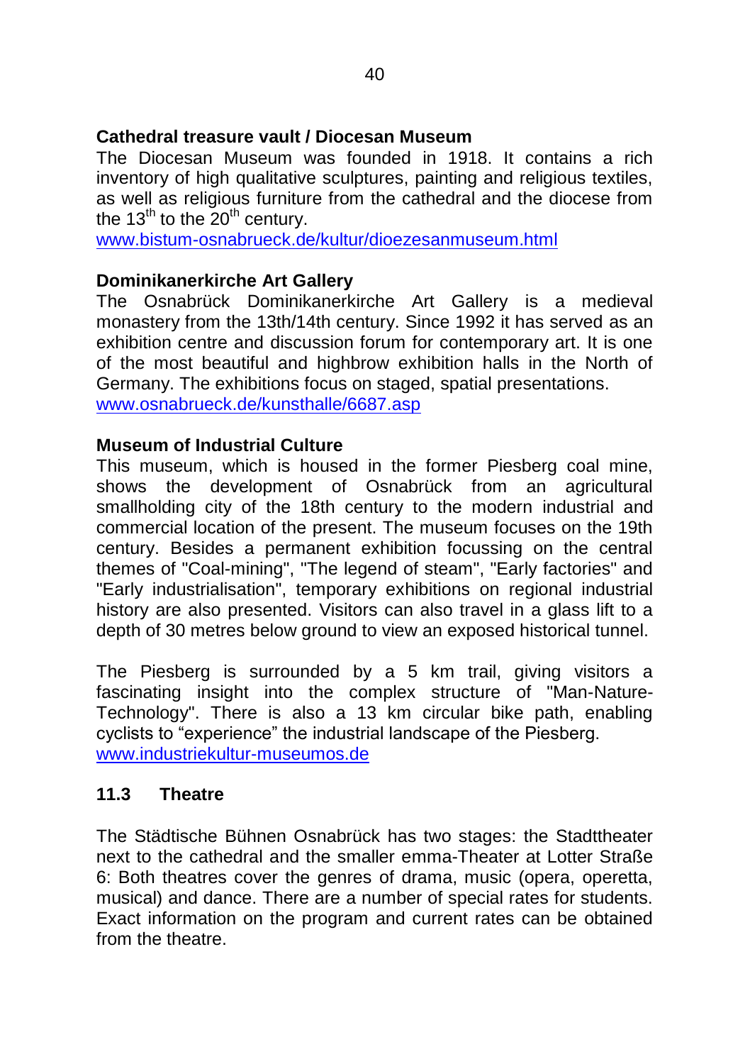**Cathedral treasure vault / Diocesan Museum**

The Diocesan Museum was founded in 1918. It contains a rich inventory of high qualitative sculptures, painting and religious textiles, as well as religious furniture from the cathedral and the diocese from the 13th to the 20th century.
www.bistum-osnabrueck.de/kultur/dioezesanmuseum.html

**Dominikanerkirche Art Gallery**

The Osnabrück Dominikanerkirche Art Gallery is a medieval monastery from the 13th/14th century. Since 1992 it has served as an exhibition centre and discussion forum for contemporary art. It is one of the most beautiful and highbrow exhibition halls in the North of Germany. The exhibitions focus on staged, spatial presentations.
www.osnabrueck.de/kunsthalle/6687.asp

**Museum of Industrial Culture**

This museum, which is housed in the former Piesberg coal mine, shows the development of Osnabrück from an agricultural smallholding city of the 18th century to the modern industrial and commercial location of the present. The museum focuses on the 19th century. Besides a permanent exhibition focussing on the central themes of "Coal-mining", "The legend of steam", "Early factories" and "Early industrialisation", temporary exhibitions on regional industrial history are also presented. Visitors can also travel in a glass lift to a depth of 30 metres below ground to view an exposed historical tunnel.

The Piesberg is surrounded by a 5 km trail, giving visitors a fascinating insight into the complex structure of "Man-Nature-Technology". There is also a 13 km circular bike path, enabling cyclists to “experience” the industrial landscape of the Piesberg.
www.industriekultur-museumos.de

## 11.3 Theatre

The Städtische Bühnen Osnabrück has two stages: the Stadttheater next to the cathedral and the smaller emma-Theater at Lotter Straße 6: Both theatres cover the genres of drama, music (opera, operetta, musical) and dance. There are a number of special rates for students. Exact information on the program and current rates can be obtained from the theatre.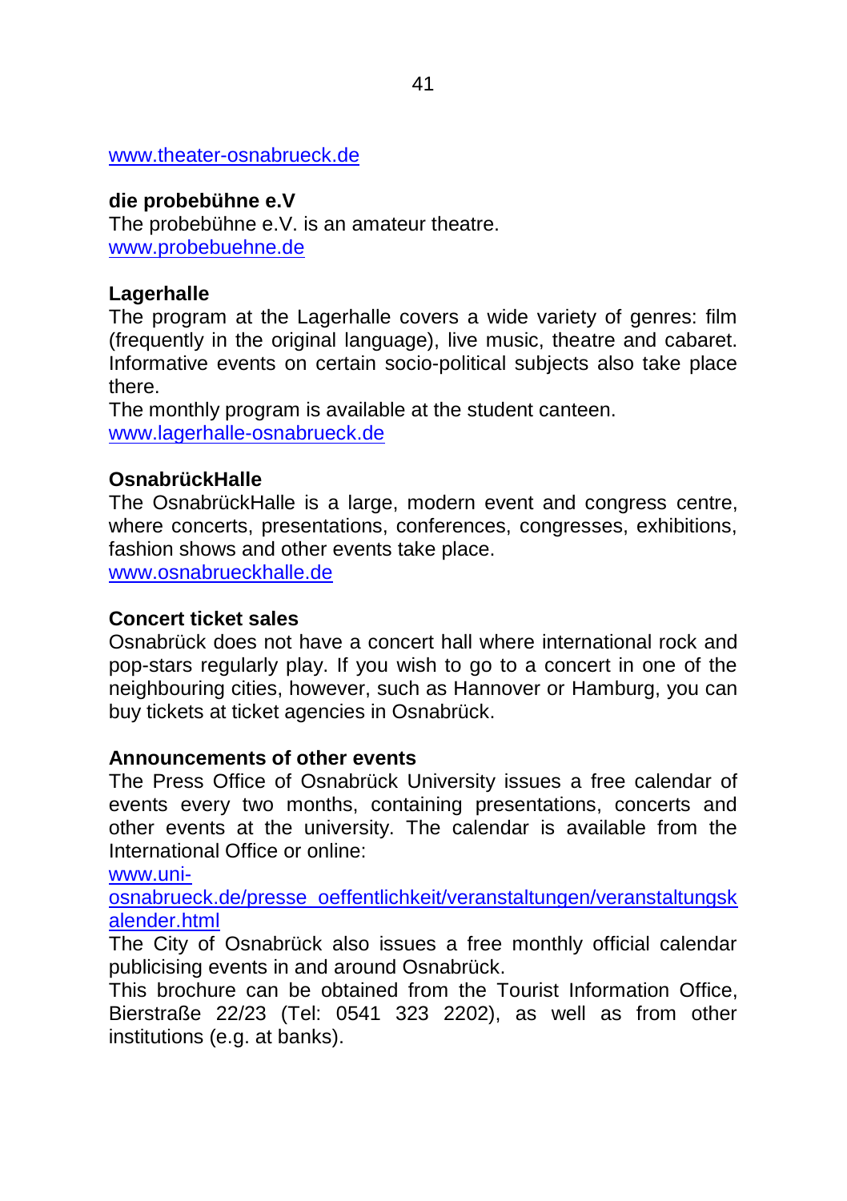www.theater-osnabrueck.de

**die probebühne e.V**
The probebühne e.V. is an amateur theatre.
www.probebuehne.de

**Lagerhalle**
The program at the Lagerhalle covers a wide variety of genres: film (frequently in the original language), live music, theatre and cabaret. Informative events on certain socio-political subjects also take place there.
The monthly program is available at the student canteen.
www.lagerhalle-osnabrueck.de

**OsnabrückHalle**
The OsnabrückHalle is a large, modern event and congress centre, where concerts, presentations, conferences, congresses, exhibitions, fashion shows and other events take place.
www.osnabrueckhalle.de

**Concert ticket sales**
Osnabrück does not have a concert hall where international rock and pop-stars regularly play. If you wish to go to a concert in one of the neighbouring cities, however, such as Hannover or Hamburg, you can buy tickets at ticket agencies in Osnabrück.

**Announcements of other events**
The Press Office of Osnabrück University issues a free calendar of events every two months, containing presentations, concerts and other events at the university. The calendar is available from the International Office or online:
www.uni-osnabrueck.de/presse_oeffentlichkeit/veranstaltungen/veranstaltungskalender.html
The City of Osnabrück also issues a free monthly official calendar publicising events in and around Osnabrück.
This brochure can be obtained from the Tourist Information Office, Bierstraße 22/23 (Tel: 0541 323 2202), as well as from other institutions (e.g. at banks).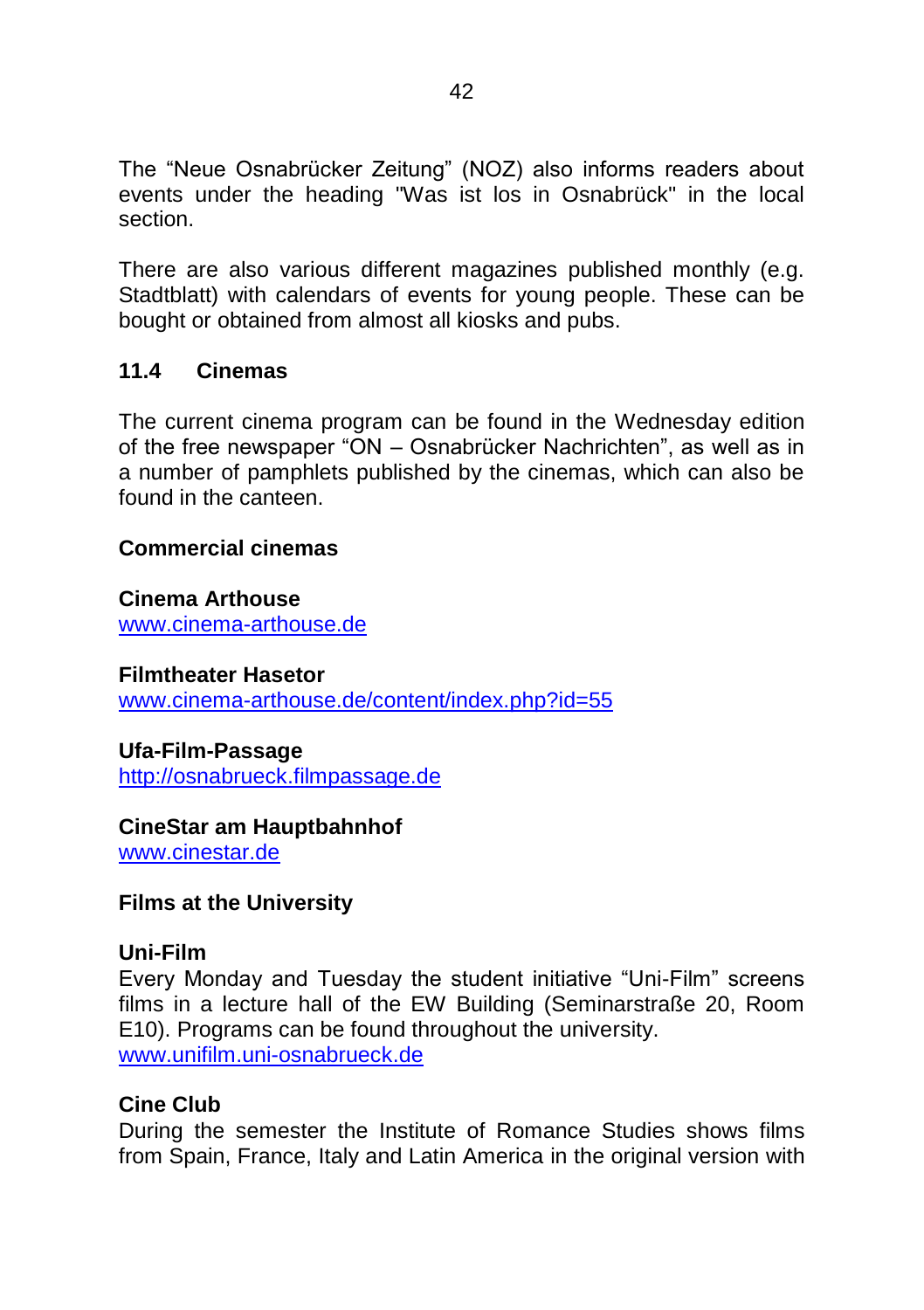The “Neue Osnabrücker Zeitung” (NOZ) also informs readers about events under the heading "Was ist los in Osnabrück" in the local section.

There are also various different magazines published monthly (e.g. Stadtblatt) with calendars of events for young people. These can be bought or obtained from almost all kiosks and pubs.

## 11.4 Cinemas

The current cinema program can be found in the Wednesday edition of the free newspaper “ON – Osnabrücker Nachrichten”, as well as in a number of pamphlets published by the cinemas, which can also be found in the canteen.

**Commercial cinemas**

**Cinema Arthouse**
www.cinema-arthouse.de

**Filmtheater Hasetor**
www.cinema-arthouse.de/content/index.php?id=55

**Ufa-Film-Passage**
http://osnabrueck.filmpassage.de

**CineStar am Hauptbahnhof**
www.cinestar.de

**Films at the University**

**Uni-Film**
Every Monday and Tuesday the student initiative “Uni-Film” screens films in a lecture hall of the EW Building (Seminarstraße 20, Room E10). Programs can be found throughout the university.
www.unifilm.uni-osnabrueck.de

**Cine Club**
During the semester the Institute of Romance Studies shows films from Spain, France, Italy and Latin America in the original version with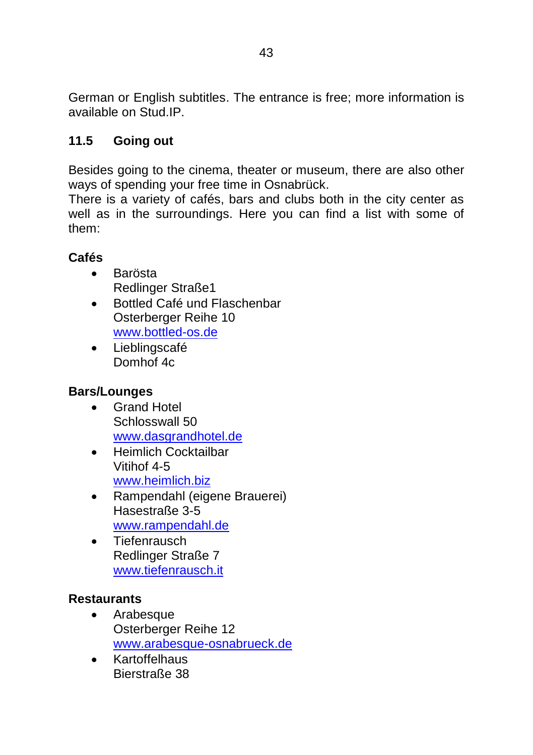German or English subtitles. The entrance is free; more information is available on Stud.IP.

## 11.5 Going out

Besides going to the cinema, theater or museum, there are also other ways of spending your free time in Osnabrück.
There is a variety of cafés, bars and clubs both in the city center as well as in the surroundings. Here you can find a list with some of them:

**Cafés**

- Barösta
  Redlinger Straße1
- Bottled Café und Flaschenbar
  Osterberger Reihe 10
  www.bottled-os.de
- Lieblingscafé
  Domhof 4c

**Bars/Lounges**

- Grand Hotel
  Schlosswall 50
  www.dasgrandhotel.de
- Heimlich Cocktailbar
  Vitihof 4-5
  www.heimlich.biz
- Rampendahl (eigene Brauerei)
  Hasestraße 3-5
  www.rampendahl.de
- Tiefenrausch
  Redlinger Straße 7
  www.tiefenrausch.it

**Restaurants**

- Arabesque
  Osterberger Reihe 12
  www.arabesque-osnabrueck.de
- Kartoffelhaus
  Bierstraße 38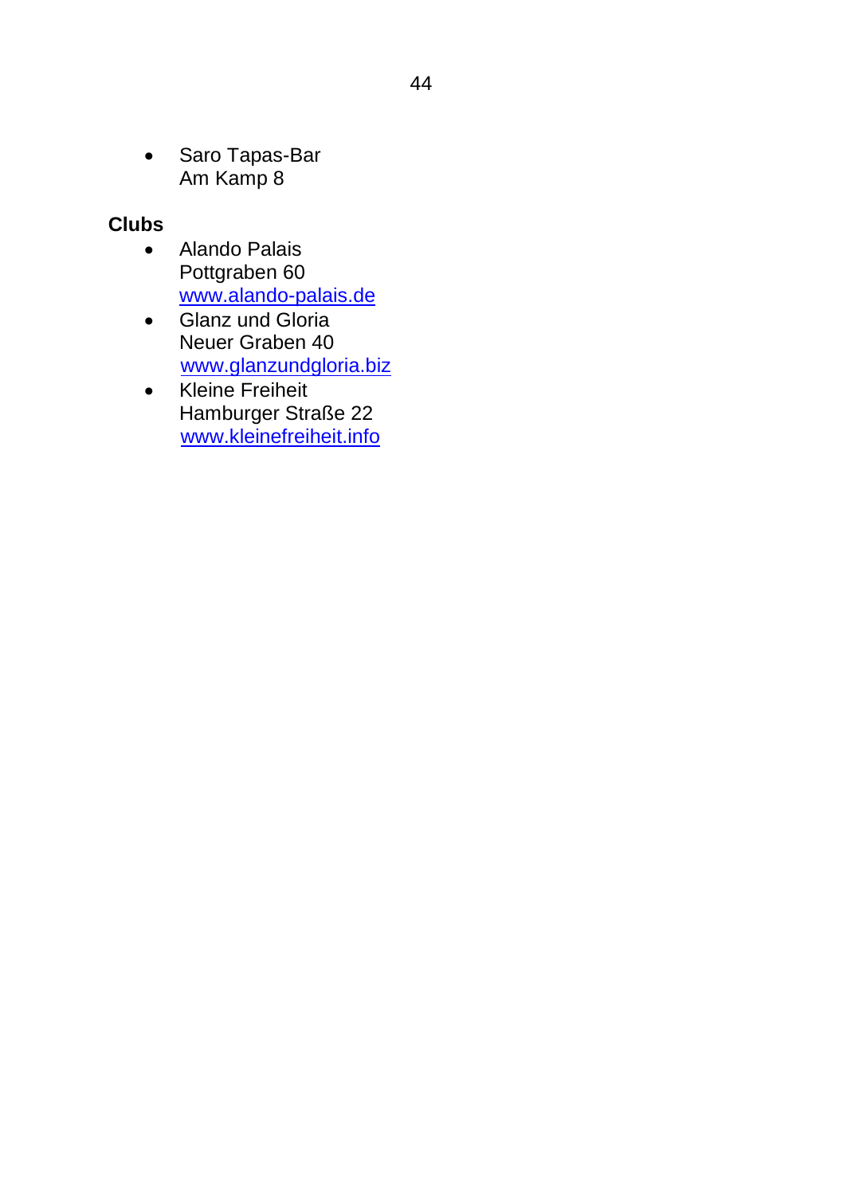- Saro Tapas-Bar
  Am Kamp 8

**Clubs**

- Alando Palais
  Pottgraben 60
  [www.alando-palais.de](http://www.alando-palais.de)
- Glanz und Gloria
  Neuer Graben 40
  [www.glanzundgloria.biz](http://www.glanzundgloria.biz)
- Kleine Freiheit
  Hamburger Straße 22
  [www.kleinefreiheit.info](http://www.kleinefreiheit.info)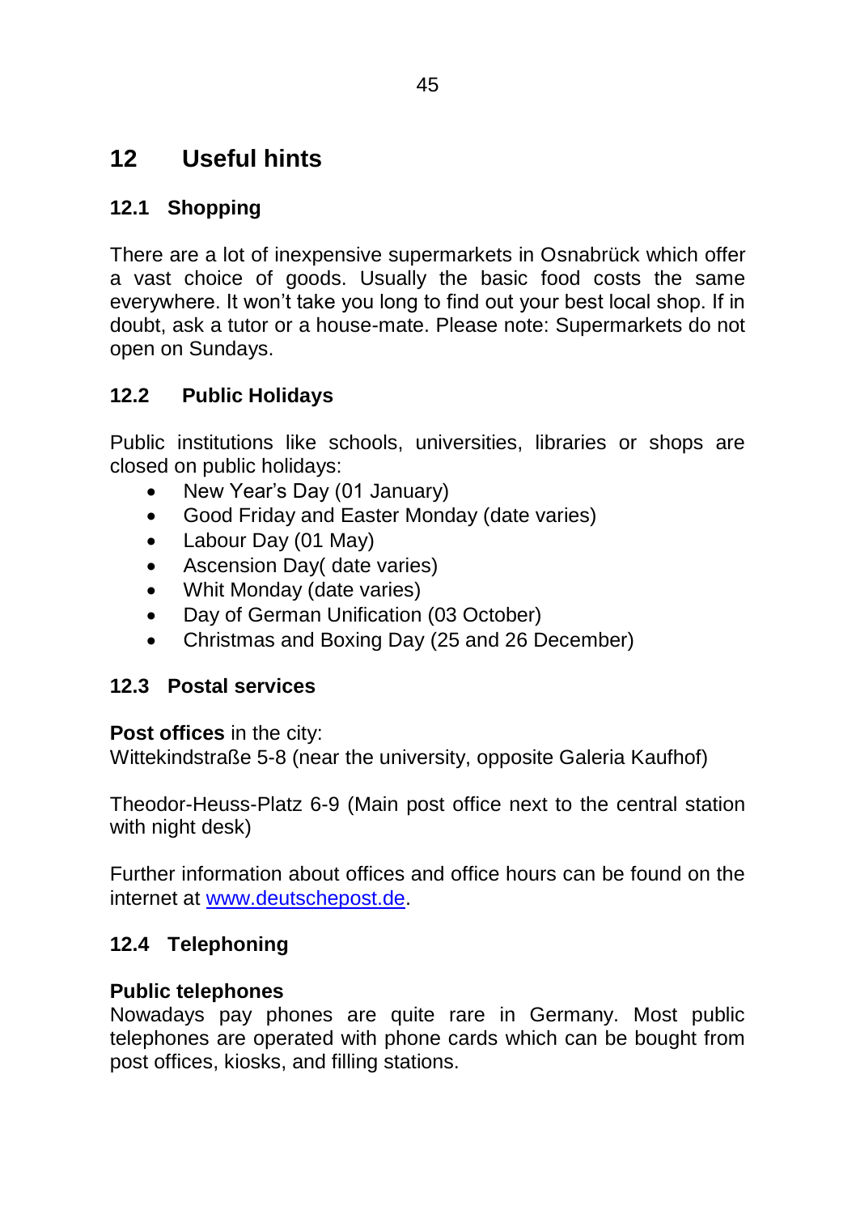# 12 Useful hints

## 12.1 Shopping

There are a lot of inexpensive supermarkets in Osnabrück which offer a vast choice of goods. Usually the basic food costs the same everywhere. It won't take you long to find out your best local shop. If in doubt, ask a tutor or a house-mate. Please note: Supermarkets do not open on Sundays.

## 12.2 Public Holidays

Public institutions like schools, universities, libraries or shops are closed on public holidays:

- New Year's Day (01 January)
- Good Friday and Easter Monday (date varies)
- Labour Day (01 May)
- Ascension Day( date varies)
- Whit Monday (date varies)
- Day of German Unification (03 October)
- Christmas and Boxing Day (25 and 26 December)

## 12.3 Postal services

**Post offices** in the city:
Wittekindstraße 5-8 (near the university, opposite Galeria Kaufhof)

Theodor-Heuss-Platz 6-9 (Main post office next to the central station with night desk)

Further information about offices and office hours can be found on the internet at www.deutschepost.de.

## 12.4 Telephoning

**Public telephones**
Nowadays pay phones are quite rare in Germany. Most public telephones are operated with phone cards which can be bought from post offices, kiosks, and filling stations.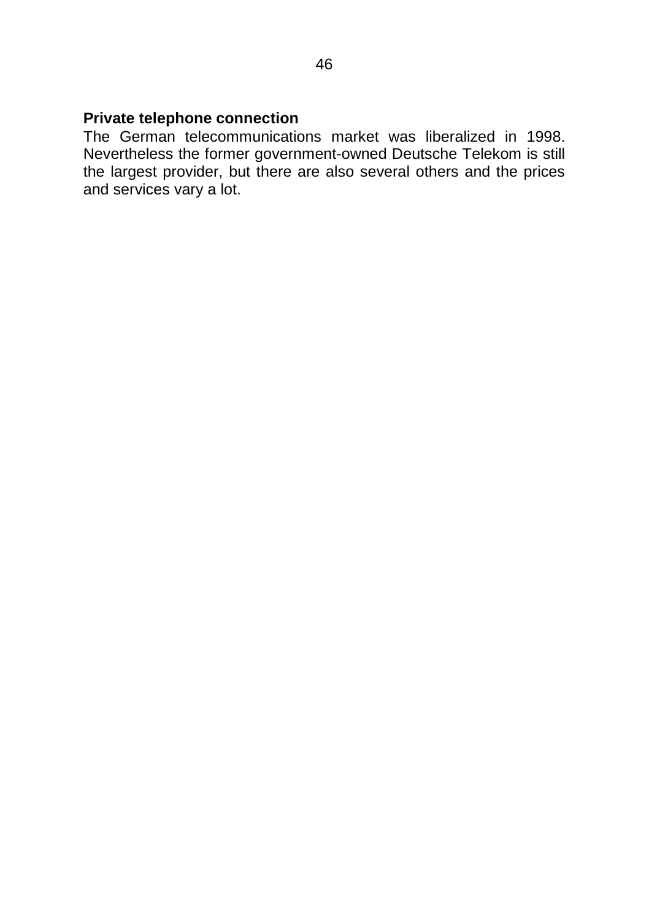**Private telephone connection**

The German telecommunications market was liberalized in 1998. Nevertheless the former government-owned Deutsche Telekom is still the largest provider, but there are also several others and the prices and services vary a lot.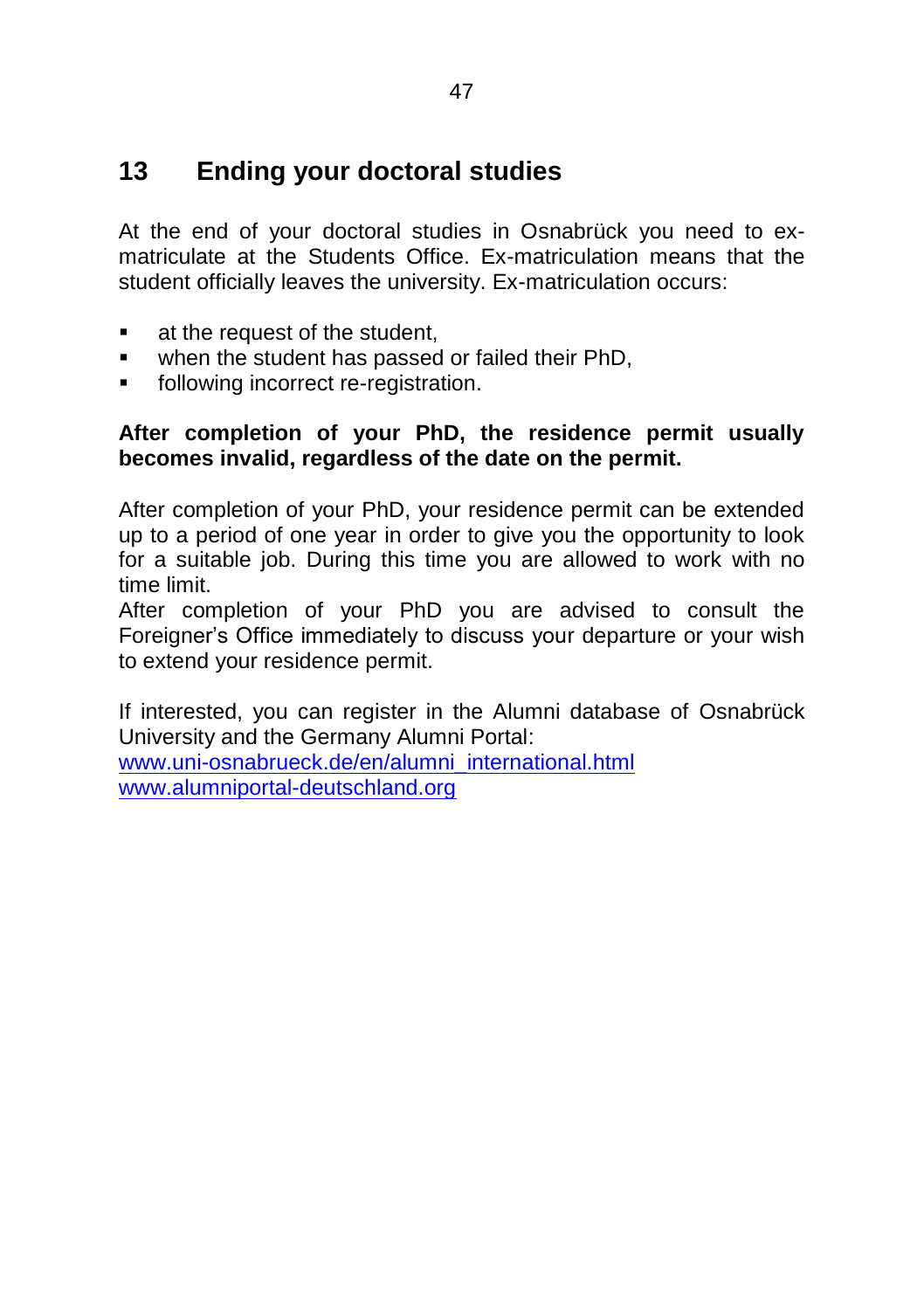# 13 Ending your doctoral studies

At the end of your doctoral studies in Osnabrück you need to ex-matriculate at the Students Office. Ex-matriculation means that the student officially leaves the university. Ex-matriculation occurs:

- at the request of the student,
- when the student has passed or failed their PhD,
- following incorrect re-registration.

**After completion of your PhD, the residence permit usually becomes invalid, regardless of the date on the permit.**

After completion of your PhD, your residence permit can be extended up to a period of one year in order to give you the opportunity to look for a suitable job. During this time you are allowed to work with no time limit.
After completion of your PhD you are advised to consult the Foreigner's Office immediately to discuss your departure or your wish to extend your residence permit.

If interested, you can register in the Alumni database of Osnabrück University and the Germany Alumni Portal:
[www.uni-osnabrueck.de/en/alumni_international.html](www.uni-osnabrueck.de/en/alumni_international.html)
[www.alumniportal-deutschland.org](www.alumniportal-deutschland.org)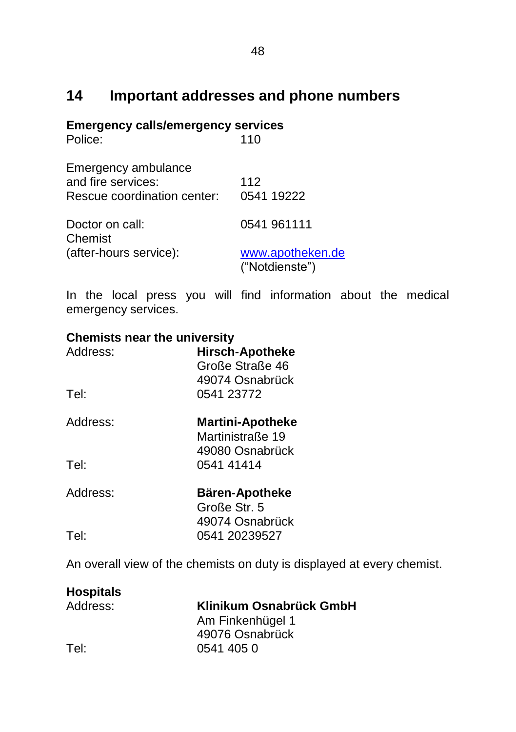# 14 Important addresses and phone numbers

**Emergency calls/emergency services**

| | |
|---|---|
| Police: | 110 |
| Emergency ambulance and fire services: | 112 |
| Rescue coordination center: | 0541 19222 |
| Doctor on call: | 0541 961111 |
| Chemist (after-hours service): | www.apotheken.de ("Notdienste") |

In the local press you will find information about the medical emergency services.

**Chemists near the university**

| | |
|---|---|
| Address: | **Hirsch-Apotheke**<br>Große Straße 46<br>49074 Osnabrück |
| Tel: | 0541 23772 |
| Address: | **Martini-Apotheke**<br>Martinistraße 19<br>49080 Osnabrück |
| Tel: | 0541 41414 |
| Address: | **Bären-Apotheke**<br>Große Str. 5<br>49074 Osnabrück |
| Tel: | 0541 20239527 |

An overall view of the chemists on duty is displayed at every chemist.

**Hospitals**

| | |
|---|---|
| Address: | **Klinikum Osnabrück GmbH**<br>Am Finkenhügel 1<br>49076 Osnabrück |
| Tel: | 0541 405 0 |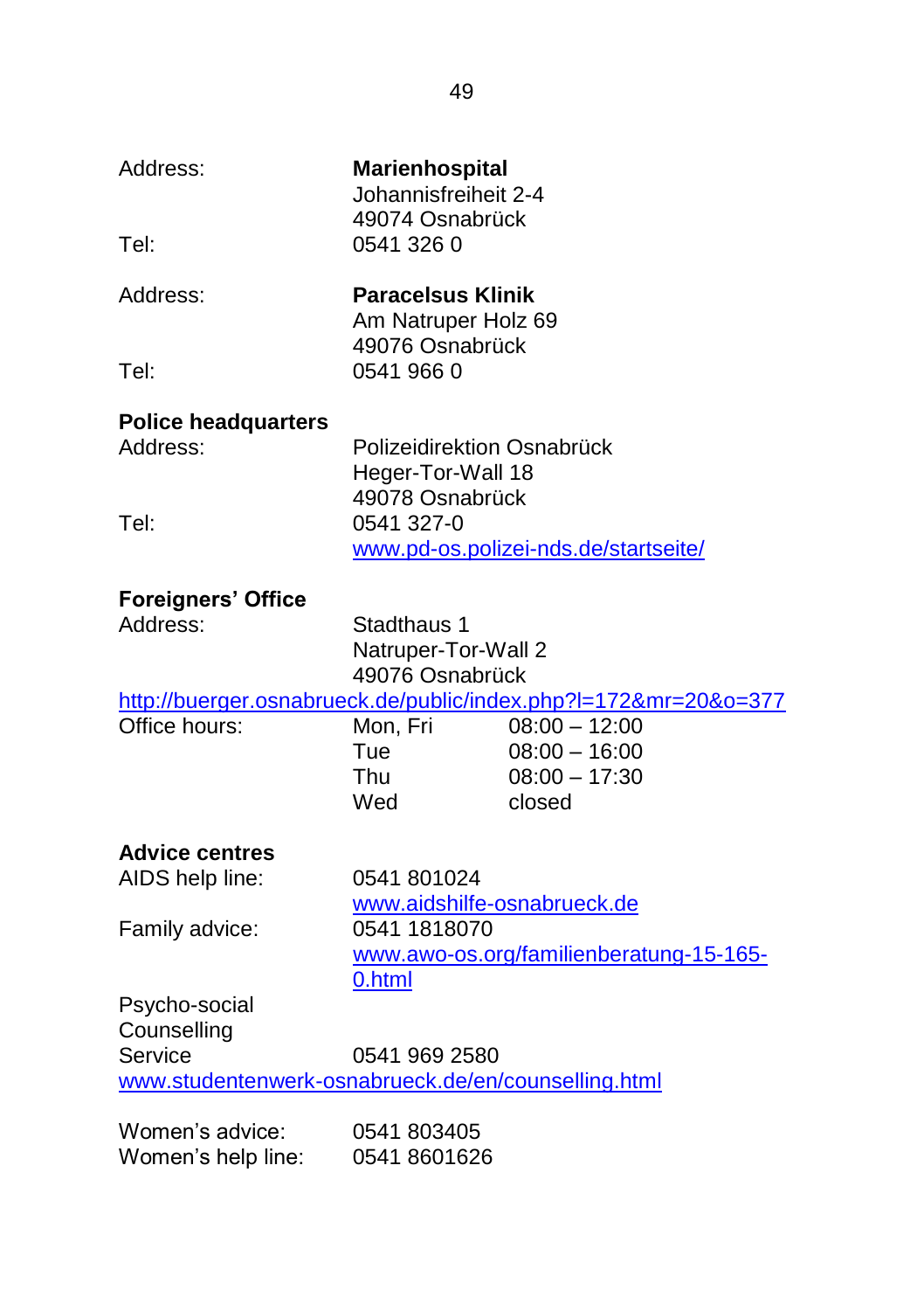Address: **Marienhospital**
Johannisfreiheit 2-4
49074 Osnabrück
Tel: 0541 326 0

Address: **Paracelsus Klinik**
Am Natruper Holz 69
49076 Osnabrück
Tel: 0541 966 0

**Police headquarters**

Address: Polizeidirektion Osnabrück
Heger-Tor-Wall 18
49078 Osnabrück
Tel: 0541 327-0
www.pd-os.polizei-nds.de/startseite/

**Foreigners' Office**

Address: Stadthaus 1
Natruper-Tor-Wall 2
49076 Osnabrück
http://buerger.osnabrueck.de/public/index.php?l=172&mr=20&o=377

| Office hours: | Mon, Fri | 08:00 – 12:00 |
|---|---|---|
| | Tue | 08:00 – 16:00 |
| | Thu | 08:00 – 17:30 |
| | Wed | closed |

**Advice centres**

AIDS help line: 0541 801024
www.aidshilfe-osnabrueck.de

Family advice: 0541 1818070
www.awo-os.org/familienberatung-15-165-0.html

Psycho-social Counselling Service 0541 969 2580
www.studentenwerk-osnabrueck.de/en/counselling.html

Women's advice: 0541 803405
Women's help line: 0541 8601626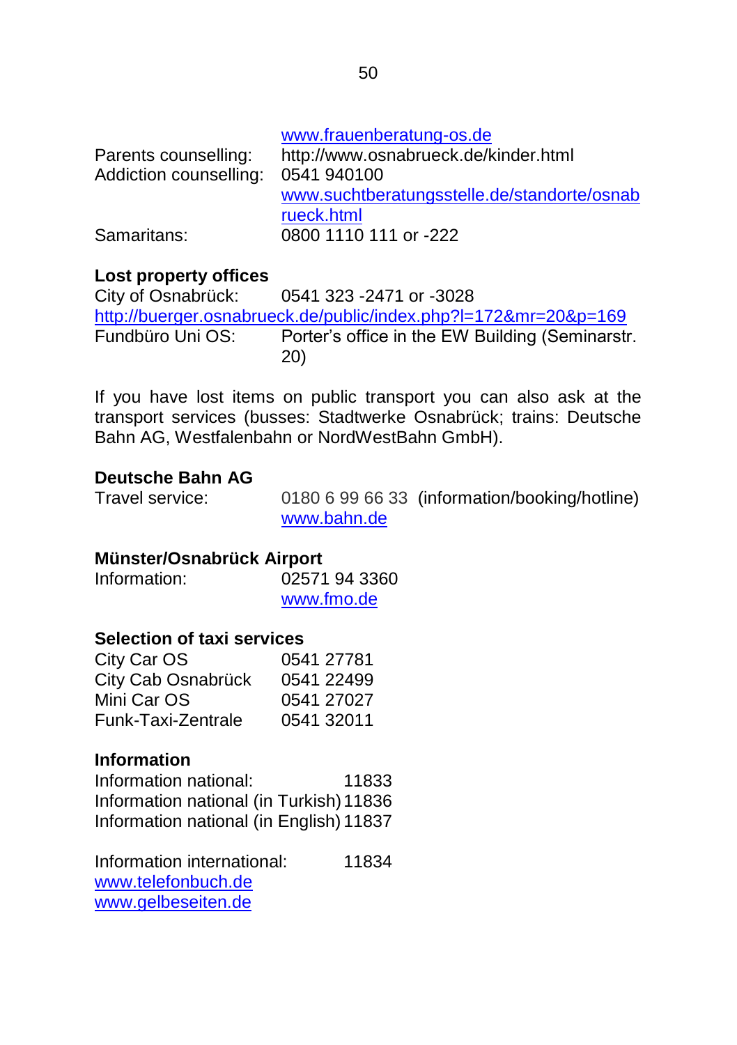| | |
|---|---|
| | www.frauenberatung-os.de |
| Parents counselling: | http://www.osnabrueck.de/kinder.html |
| Addiction counselling: | 0541 940100 |
| | www.suchtberatungsstelle.de/standorte/osnabrueck.html |
| Samaritans: | 0800 1110 111 or -222 |

**Lost property offices**

City of Osnabrück: 0541 323 -2471 or -3028

http://buerger.osnabrueck.de/public/index.php?l=172&mr=20&p=169

Fundbüro Uni OS: Porter's office in the EW Building (Seminarstr. 20)

If you have lost items on public transport you can also ask at the transport services (busses: Stadtwerke Osnabrück; trains: Deutsche Bahn AG, Westfalenbahn or NordWestBahn GmbH).

**Deutsche Bahn AG**

Travel service: 0180 6 99 66 33 (information/booking/hotline)
www.bahn.de

**Münster/Osnabrück Airport**

Information: 02571 94 3360
www.fmo.de

**Selection of taxi services**

| | |
|---|---|
| City Car OS | 0541 27781 |
| City Cab Osnabrück | 0541 22499 |
| Mini Car OS | 0541 27027 |
| Funk-Taxi-Zentrale | 0541 32011 |

**Information**

| | |
|---|---|
| Information national: | 11833 |
| Information national (in Turkish) | 11836 |
| Information national (in English) | 11837 |

Information international: 11834

www.telefonbuch.de

www.gelbeseiten.de